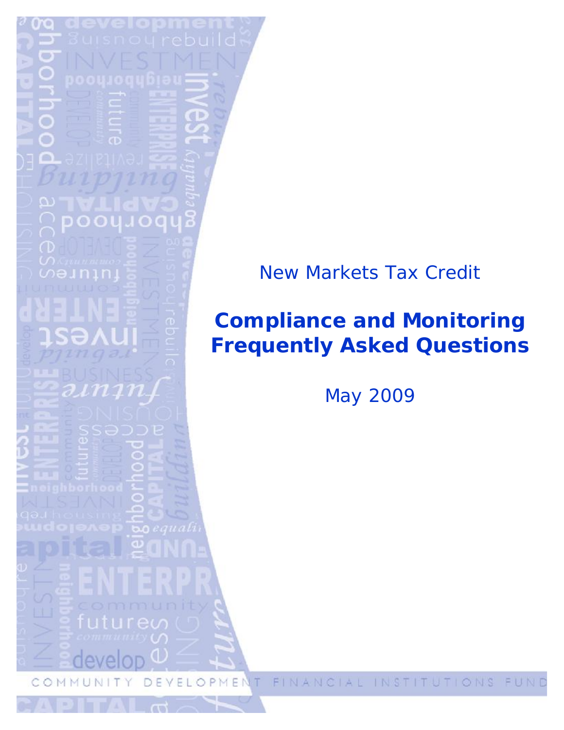New Markets Tax Credit

# Compliance and Monitoring Frequently Asked Questions

May 2009

COMMUNITY DEVELOPMENT FINANCIAL INSTITUTIONS FUND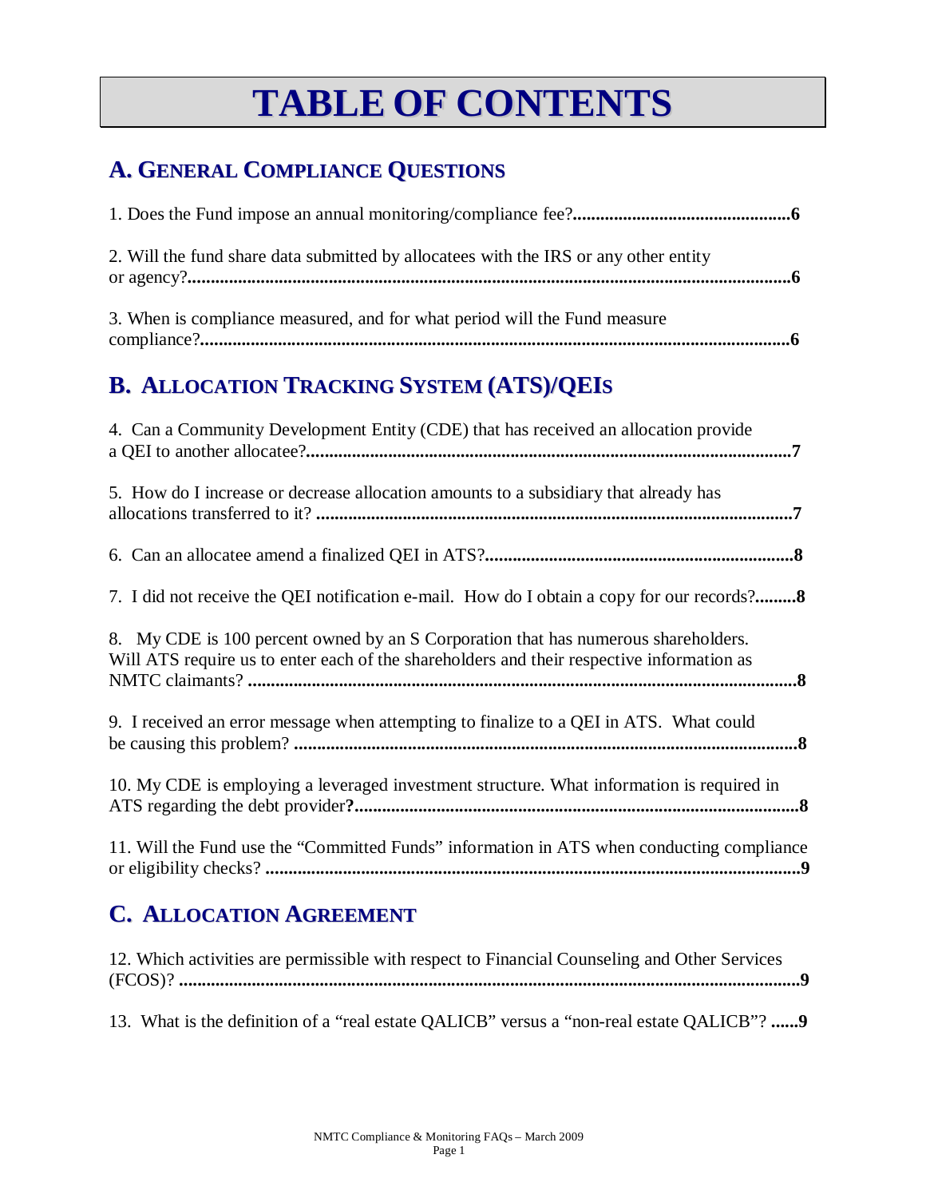# TABLE OF CONTENTS

## A. GENERAL COMPLIANCE QUESTIONS

1. Does the Fund impose an annual monitoring/compliance fee?**.............................................6**

2. Will the fund share data submitted by allocatees with the IRS or any other entity or agency?**.................................................................................................................................6**

3. When is compliance measured, and for what period will the Fund measure compliance?**..............................................................................................................................6**

## B. ALLOCATION TRACKING SYSTEM (ATS)/QEIS

4. Can a Community Development Entity (CDE) that has received an allocation provide a QEI to another allocatee?**.........................................................................................................7**

5. How do I increase or decrease allocation amounts to a subsidiary that already has allocations transferred to it? **......................................................................................................7**

6. Can an allocatee amend a finalized QEI in ATS?**..................................................................8**

7. I did not receive the QEI notification e-mail. How do I obtain a copy for our records?**.........8**

8. My CDE is 100 percent owned by an S Corporation that has numerous shareholders. Will ATS require us to enter each of the shareholders and their respective information as NMTC claimants? **......................................................................................................................8**

9. I received an error message when attempting to finalize to a QEI in ATS. What could be causing this problem? **.............................................................................................................8**

10. My CDE is employing a leveraged investment structure. What information is required in ATS regarding the debt provider**?.................................................................................................8**

11. Will the Fund use the "Committed Funds" information in ATS when conducting compliance or eligibility checks? **....................................................................................................................9**

## C. ALLOCATION AGREEMENT

12. Which activities are permissible with respect to Financial Counseling and Other Services (FCOS)? **.....................................................................................................................................9**

13. What is the definition of a "real estate QALICB" versus a "non-real estate QALICB"? **......9**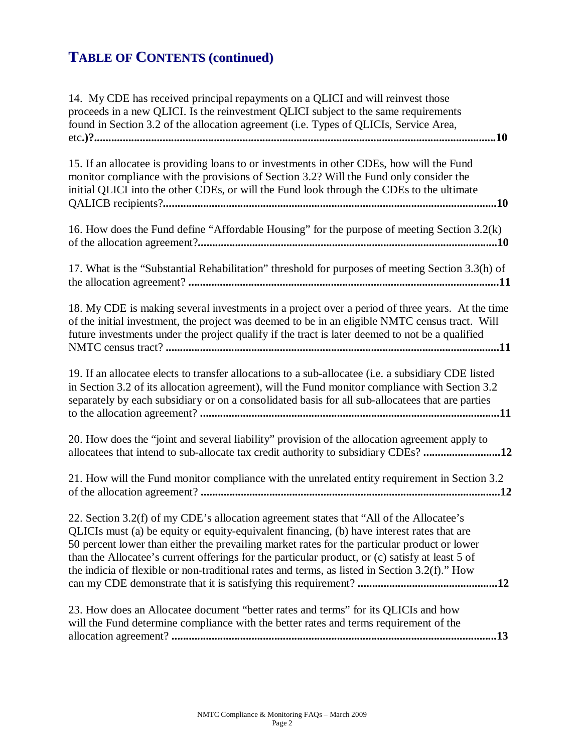# TABLE OF CONTENTS (continued)

14. My CDE has received principal repayments on a QLICI and will reinvest those proceeds in a new QLICI. Is the reinvestment QLICI subject to the same requirements found in Section 3.2 of the allocation agreement (i.e. Types of QLICIs, Service Area, etc.)? ........ **10**

15. If an allocatee is providing loans to or investments in other CDEs, how will the Fund monitor compliance with the provisions of Section 3.2? Will the Fund only consider the initial QLICI into the other CDEs, or will the Fund look through the CDEs to the ultimate QALICB recipients? ........ **10**

16. How does the Fund define "Affordable Housing" for the purpose of meeting Section 3.2(k) of the allocation agreement? ........ **10**

17. What is the "Substantial Rehabilitation" threshold for purposes of meeting Section 3.3(h) of the allocation agreement? ........ **11**

18. My CDE is making several investments in a project over a period of three years. At the time of the initial investment, the project was deemed to be in an eligible NMTC census tract. Will future investments under the project qualify if the tract is later deemed to not be a qualified NMTC census tract? ........ **11**

19. If an allocatee elects to transfer allocations to a sub-allocatee (i.e. a subsidiary CDE listed in Section 3.2 of its allocation agreement), will the Fund monitor compliance with Section 3.2 separately by each subsidiary or on a consolidated basis for all sub-allocatees that are parties to the allocation agreement? ........ **11**

20. How does the "joint and several liability" provision of the allocation agreement apply to allocatees that intend to sub-allocate tax credit authority to subsidiary CDEs? ........ **12**

21. How will the Fund monitor compliance with the unrelated entity requirement in Section 3.2 of the allocation agreement? ........ **12**

22. Section 3.2(f) of my CDE's allocation agreement states that "All of the Allocatee's QLICIs must (a) be equity or equity-equivalent financing, (b) have interest rates that are 50 percent lower than either the prevailing market rates for the particular product or lower than the Allocatee's current offerings for the particular product, or (c) satisfy at least 5 of the indicia of flexible or non-traditional rates and terms, as listed in Section 3.2(f)." How can my CDE demonstrate that it is satisfying this requirement? ........ **12**

23. How does an Allocatee document "better rates and terms" for its QLICIs and how will the Fund determine compliance with the better rates and terms requirement of the allocation agreement? ........ **13**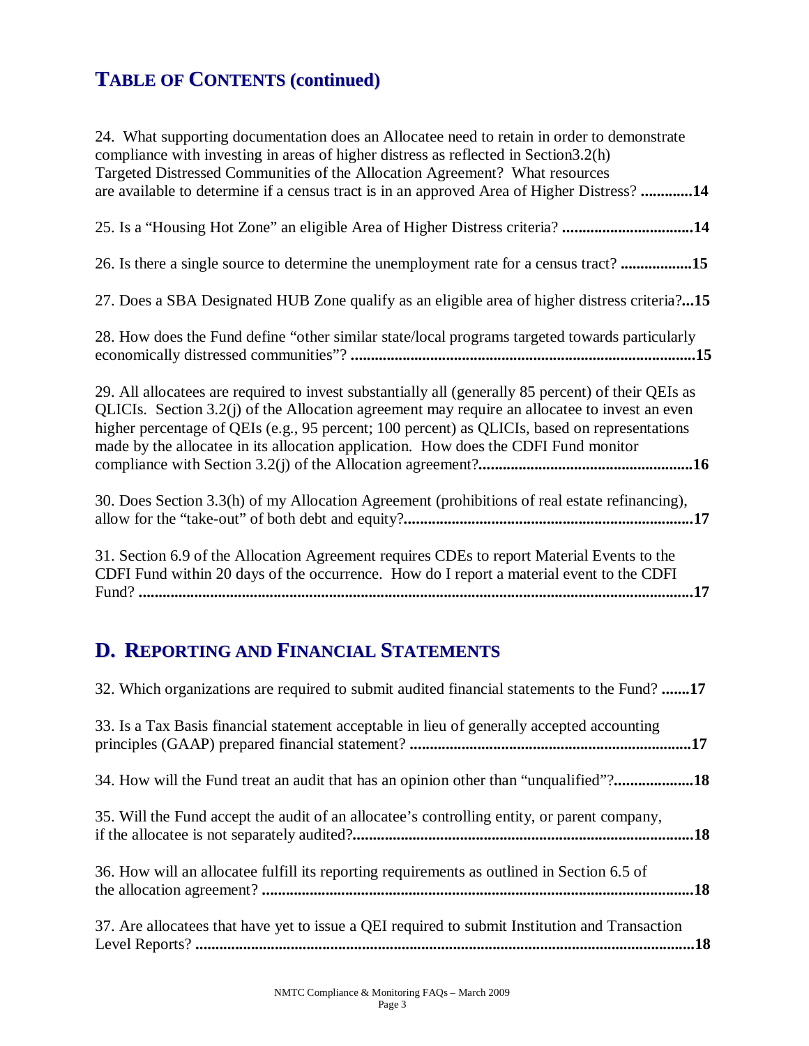## TABLE OF CONTENTS (continued)

24. What supporting documentation does an Allocatee need to retain in order to demonstrate compliance with investing in areas of higher distress as reflected in Section3.2(h) Targeted Distressed Communities of the Allocation Agreement? What resources are available to determine if a census tract is in an approved Area of Higher Distress? **............14**

25. Is a "Housing Hot Zone" an eligible Area of Higher Distress criteria? **................................14**

26. Is there a single source to determine the unemployment rate for a census tract? **.................15**

27. Does a SBA Designated HUB Zone qualify as an eligible area of higher distress criteria?**...15**

28. How does the Fund define "other similar state/local programs targeted towards particularly economically distressed communities"? **......................................................................................15**

29. All allocatees are required to invest substantially all (generally 85 percent) of their QEIs as QLICIs. Section 3.2(j) of the Allocation agreement may require an allocatee to invest an even higher percentage of QEIs (e.g., 95 percent; 100 percent) as QLICIs, based on representations made by the allocatee in its allocation application. How does the CDFI Fund monitor compliance with Section 3.2(j) of the Allocation agreement?**.....................................................16**

30. Does Section 3.3(h) of my Allocation Agreement (prohibitions of real estate refinancing), allow for the "take-out" of both debt and equity?**.......................................................................17**

31. Section 6.9 of the Allocation Agreement requires CDEs to report Material Events to the CDFI Fund within 20 days of the occurrence. How do I report a material event to the CDFI Fund? **...........................................................................................................................................17**

## D. REPORTING AND FINANCIAL STATEMENTS

32. Which organizations are required to submit audited financial statements to the Fund? **.......17**

33. Is a Tax Basis financial statement acceptable in lieu of generally accepted accounting principles (GAAP) prepared financial statement? **.....................................................................17**

34. How will the Fund treat an audit that has an opinion other than "unqualified"?**....................18**

35. Will the Fund accept the audit of an allocatee's controlling entity, or parent company, if the allocatee is not separately audited?**....................................................................................18**

36. How will an allocatee fulfill its reporting requirements as outlined in Section 6.5 of the allocation agreement? **..........................................................................................................18**

37. Are allocatees that have yet to issue a QEI required to submit Institution and Transaction Level Reports? **...........................................................................................................................18**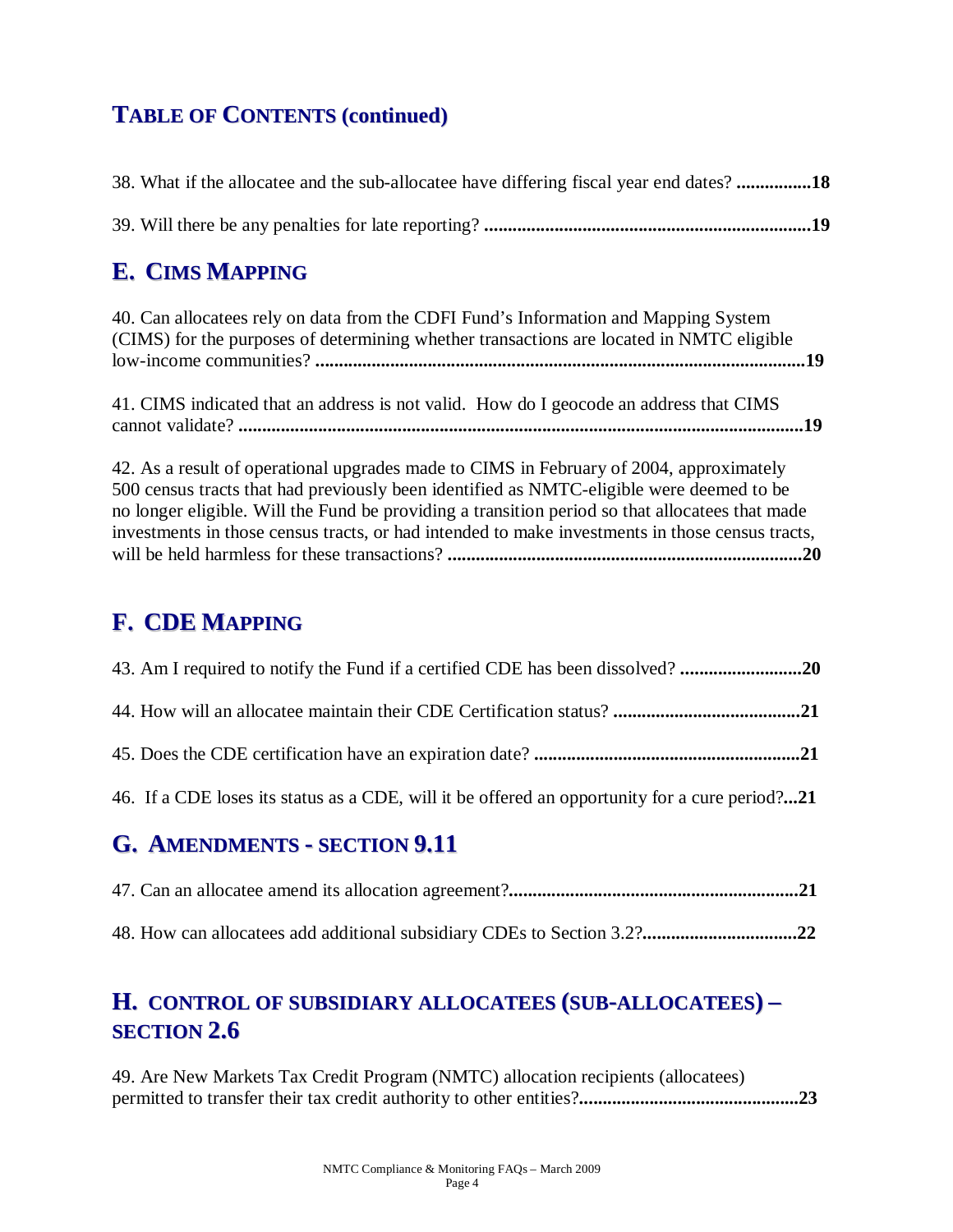## TABLE OF CONTENTS (continued)

38. What if the allocatee and the sub-allocatee have differing fiscal year end dates? **................18**

39. Will there be any penalties for late reporting? **......................................................................19**

## E. CIMS MAPPING

40. Can allocatees rely on data from the CDFI Fund's Information and Mapping System (CIMS) for the purposes of determining whether transactions are located in NMTC eligible low-income communities? **........................................................................................................19**

41. CIMS indicated that an address is not valid. How do I geocode an address that CIMS cannot validate? **.......................................................................................................................19**

42. As a result of operational upgrades made to CIMS in February of 2004, approximately 500 census tracts that had previously been identified as NMTC-eligible were deemed to be no longer eligible. Will the Fund be providing a transition period so that allocatees that made investments in those census tracts, or had intended to make investments in those census tracts, will be held harmless for these transactions? **...........................................................................20**

## F. CDE MAPPING

43. Am I required to notify the Fund if a certified CDE has been dissolved? **..........................20**

44. How will an allocatee maintain their CDE Certification status? **........................................21**

45. Does the CDE certification have an expiration date? **.........................................................21**

46. If a CDE loses its status as a CDE, will it be offered an opportunity for a cure period?**...21**

## G. AMENDMENTS - SECTION 9.11

47. Can an allocatee amend its allocation agreement?**.............................................................21**

48. How can allocatees add additional subsidiary CDEs to Section 3.2?**.................................22**

## H. CONTROL OF SUBSIDIARY ALLOCATEES (SUB-ALLOCATEES) – SECTION 2.6

49. Are New Markets Tax Credit Program (NMTC) allocation recipients (allocatees) permitted to transfer their tax credit authority to other entities?**..............................................23**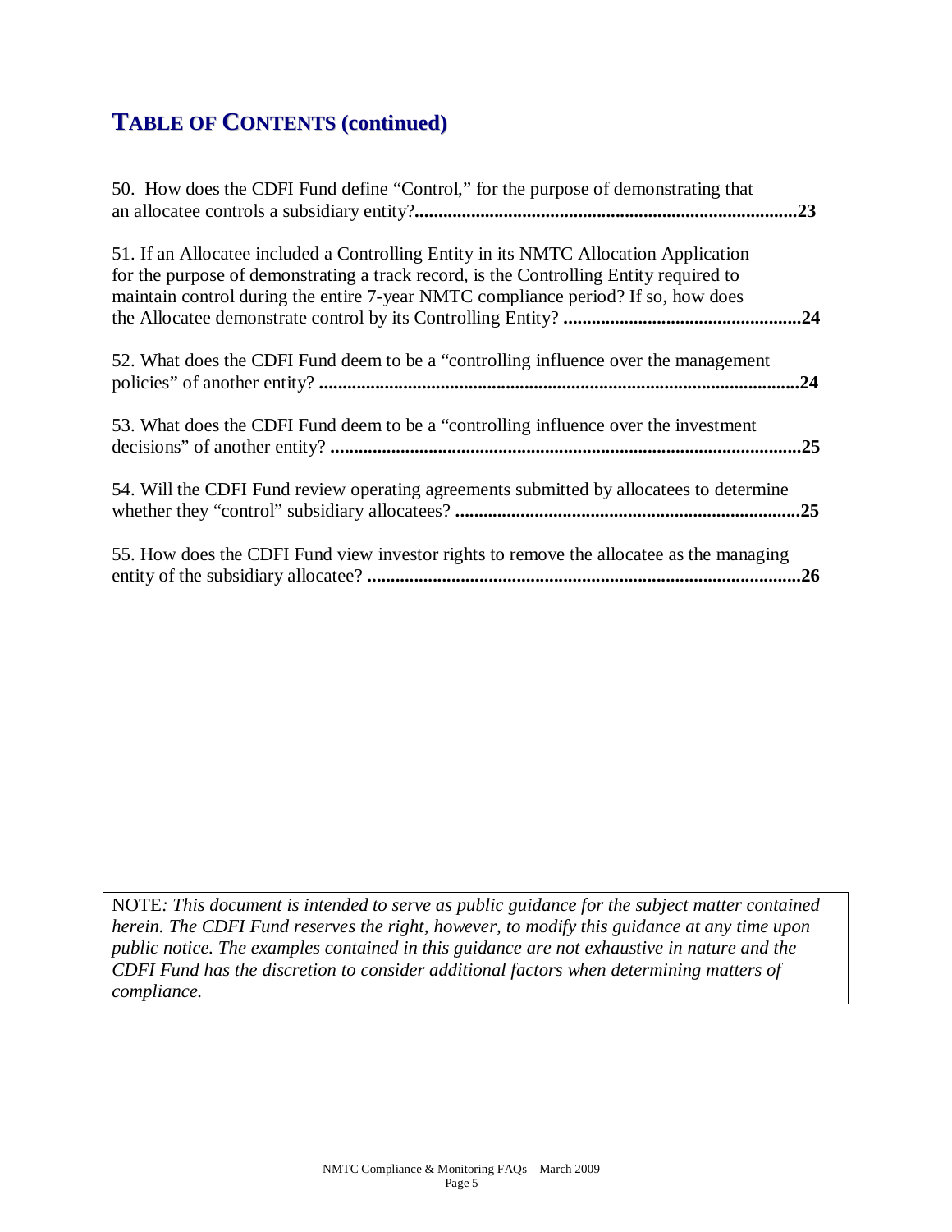## TABLE OF CONTENTS (continued)

50. How does the CDFI Fund define "Control," for the purpose of demonstrating that an allocatee controls a subsidiary entity? **23**

51. If an Allocatee included a Controlling Entity in its NMTC Allocation Application for the purpose of demonstrating a track record, is the Controlling Entity required to maintain control during the entire 7-year NMTC compliance period? If so, how does the Allocatee demonstrate control by its Controlling Entity? **24**

52. What does the CDFI Fund deem to be a "controlling influence over the management policies" of another entity? **24**

53. What does the CDFI Fund deem to be a "controlling influence over the investment decisions" of another entity? **25**

54. Will the CDFI Fund review operating agreements submitted by allocatees to determine whether they "control" subsidiary allocatees? **25**

55. How does the CDFI Fund view investor rights to remove the allocatee as the managing entity of the subsidiary allocatee? **26**

> NOTE*: This document is intended to serve as public guidance for the subject matter contained herein. The CDFI Fund reserves the right, however, to modify this guidance at any time upon public notice. The examples contained in this guidance are not exhaustive in nature and the CDFI Fund has the discretion to consider additional factors when determining matters of compliance.*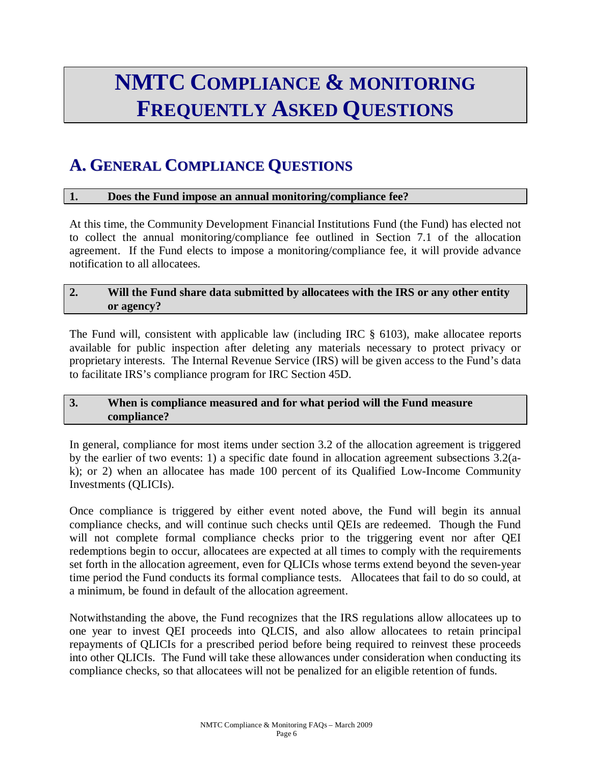# NMTC COMPLIANCE & MONITORING FREQUENTLY ASKED QUESTIONS

## A. GENERAL COMPLIANCE QUESTIONS

### 1. Does the Fund impose an annual monitoring/compliance fee?

At this time, the Community Development Financial Institutions Fund (the Fund) has elected not to collect the annual monitoring/compliance fee outlined in Section 7.1 of the allocation agreement. If the Fund elects to impose a monitoring/compliance fee, it will provide advance notification to all allocatees.

### 2. Will the Fund share data submitted by allocatees with the IRS or any other entity or agency?

The Fund will, consistent with applicable law (including IRC § 6103), make allocatee reports available for public inspection after deleting any materials necessary to protect privacy or proprietary interests. The Internal Revenue Service (IRS) will be given access to the Fund's data to facilitate IRS's compliance program for IRC Section 45D.

### 3. When is compliance measured and for what period will the Fund measure compliance?

In general, compliance for most items under section 3.2 of the allocation agreement is triggered by the earlier of two events: 1) a specific date found in allocation agreement subsections 3.2(a-k); or 2) when an allocatee has made 100 percent of its Qualified Low-Income Community Investments (QLICIs).

Once compliance is triggered by either event noted above, the Fund will begin its annual compliance checks, and will continue such checks until QEIs are redeemed. Though the Fund will not complete formal compliance checks prior to the triggering event nor after QEI redemptions begin to occur, allocatees are expected at all times to comply with the requirements set forth in the allocation agreement, even for QLICIs whose terms extend beyond the seven-year time period the Fund conducts its formal compliance tests. Allocatees that fail to do so could, at a minimum, be found in default of the allocation agreement.

Notwithstanding the above, the Fund recognizes that the IRS regulations allow allocatees up to one year to invest QEI proceeds into QLCIS, and also allow allocatees to retain principal repayments of QLICIs for a prescribed period before being required to reinvest these proceeds into other QLICIs. The Fund will take these allowances under consideration when conducting its compliance checks, so that allocatees will not be penalized for an eligible retention of funds.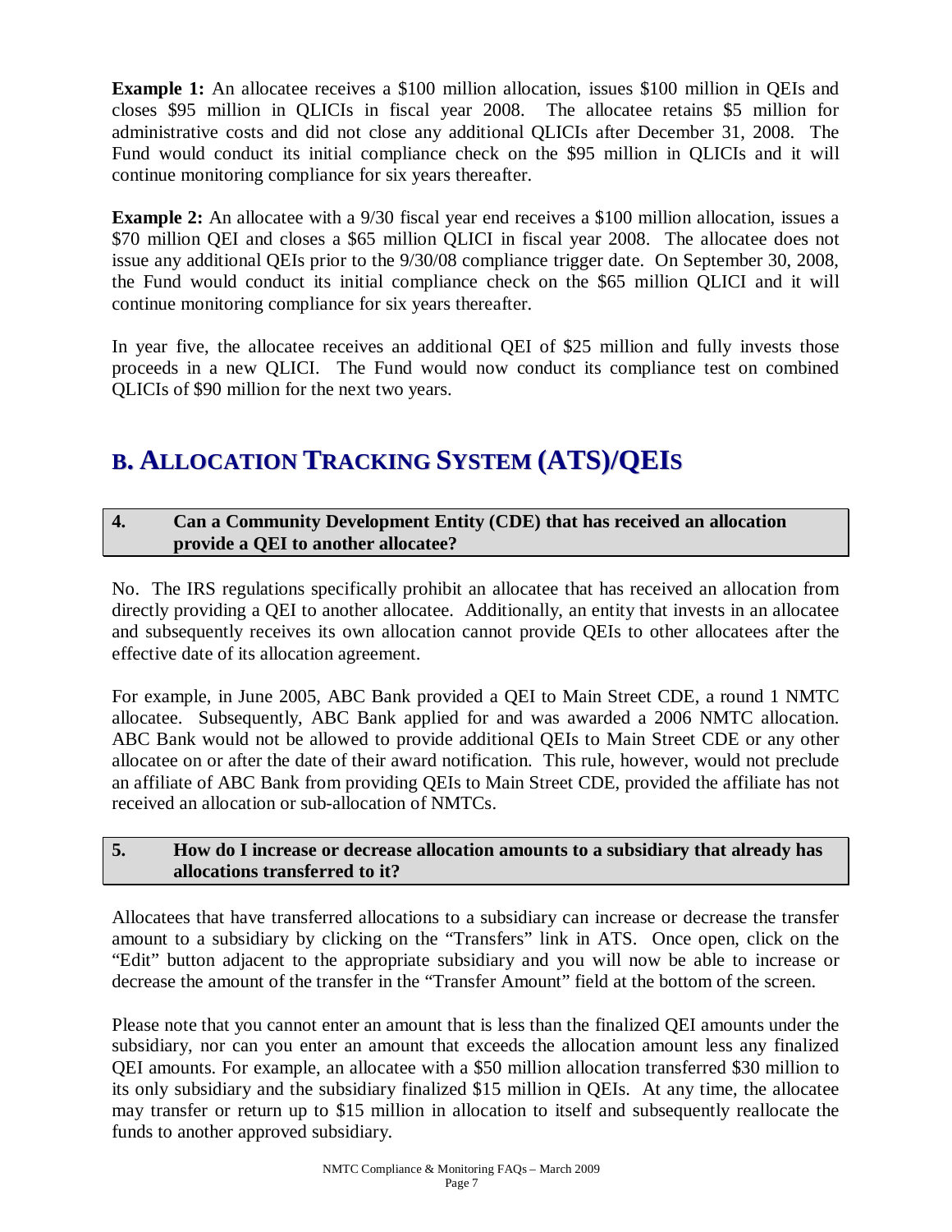**Example 1:** An allocatee receives a $100 million allocation, issues $100 million in QEIs and closes $95 million in QLICIs in fiscal year 2008. The allocatee retains $5 million for administrative costs and did not close any additional QLICIs after December 31, 2008. The Fund would conduct its initial compliance check on the $95 million in QLICIs and it will continue monitoring compliance for six years thereafter.

**Example 2:** An allocatee with a 9/30 fiscal year end receives a $100 million allocation, issues a $70 million QEI and closes a $65 million QLICI in fiscal year 2008. The allocatee does not issue any additional QEIs prior to the 9/30/08 compliance trigger date. On September 30, 2008, the Fund would conduct its initial compliance check on the $65 million QLICI and it will continue monitoring compliance for six years thereafter.

In year five, the allocatee receives an additional QEI of $25 million and fully invests those proceeds in a new QLICI. The Fund would now conduct its compliance test on combined QLICIs of $90 million for the next two years.

## B. ALLOCATION TRACKING SYSTEM (ATS)/QEIS

### 4. Can a Community Development Entity (CDE) that has received an allocation provide a QEI to another allocatee?

No. The IRS regulations specifically prohibit an allocatee that has received an allocation from directly providing a QEI to another allocatee. Additionally, an entity that invests in an allocatee and subsequently receives its own allocation cannot provide QEIs to other allocatees after the effective date of its allocation agreement.

For example, in June 2005, ABC Bank provided a QEI to Main Street CDE, a round 1 NMTC allocatee. Subsequently, ABC Bank applied for and was awarded a 2006 NMTC allocation. ABC Bank would not be allowed to provide additional QEIs to Main Street CDE or any other allocatee on or after the date of their award notification. This rule, however, would not preclude an affiliate of ABC Bank from providing QEIs to Main Street CDE, provided the affiliate has not received an allocation or sub-allocation of NMTCs.

### 5. How do I increase or decrease allocation amounts to a subsidiary that already has allocations transferred to it?

Allocatees that have transferred allocations to a subsidiary can increase or decrease the transfer amount to a subsidiary by clicking on the "Transfers" link in ATS. Once open, click on the "Edit" button adjacent to the appropriate subsidiary and you will now be able to increase or decrease the amount of the transfer in the "Transfer Amount" field at the bottom of the screen.

Please note that you cannot enter an amount that is less than the finalized QEI amounts under the subsidiary, nor can you enter an amount that exceeds the allocation amount less any finalized QEI amounts. For example, an allocatee with a $50 million allocation transferred $30 million to its only subsidiary and the subsidiary finalized $15 million in QEIs. At any time, the allocatee may transfer or return up to $15 million in allocation to itself and subsequently reallocate the funds to another approved subsidiary.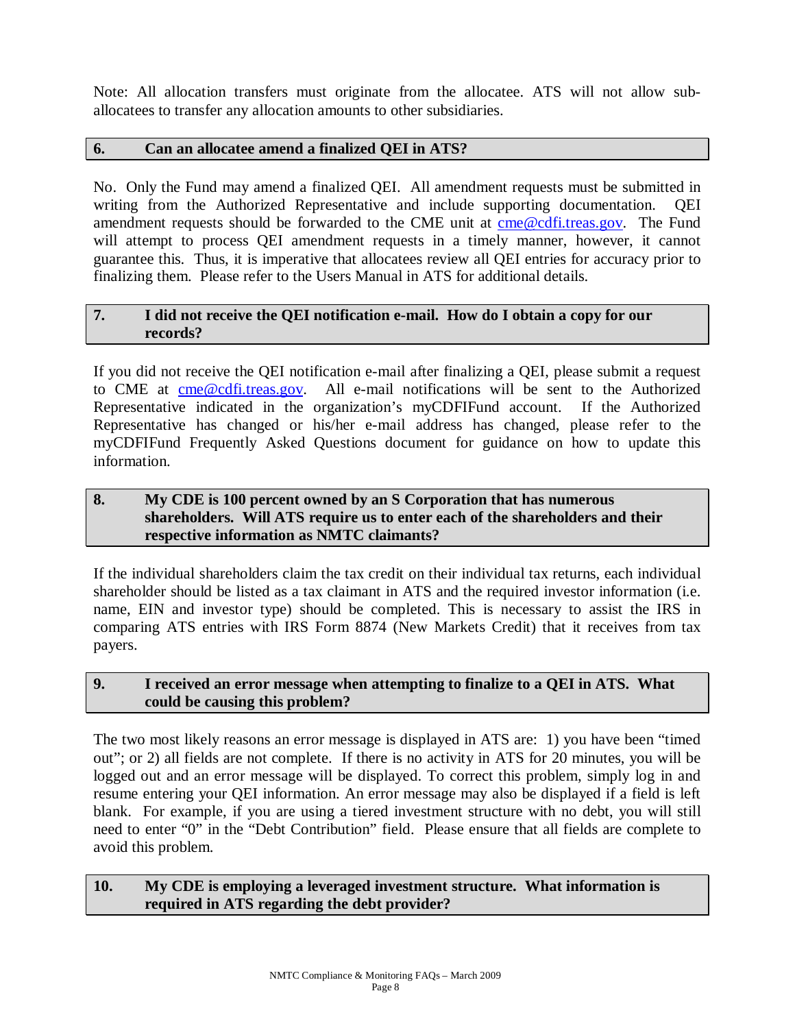Note: All allocation transfers must originate from the allocatee. ATS will not allow sub-allocatees to transfer any allocation amounts to other subsidiaries.

### 6. Can an allocatee amend a finalized QEI in ATS?

No. Only the Fund may amend a finalized QEI. All amendment requests must be submitted in writing from the Authorized Representative and include supporting documentation. QEI amendment requests should be forwarded to the CME unit at cme@cdfi.treas.gov. The Fund will attempt to process QEI amendment requests in a timely manner, however, it cannot guarantee this. Thus, it is imperative that allocatees review all QEI entries for accuracy prior to finalizing them. Please refer to the Users Manual in ATS for additional details.

### 7. I did not receive the QEI notification e-mail. How do I obtain a copy for our records?

If you did not receive the QEI notification e-mail after finalizing a QEI, please submit a request to CME at cme@cdfi.treas.gov. All e-mail notifications will be sent to the Authorized Representative indicated in the organization's myCDFIFund account. If the Authorized Representative has changed or his/her e-mail address has changed, please refer to the myCDFIFund Frequently Asked Questions document for guidance on how to update this information.

### 8. My CDE is 100 percent owned by an S Corporation that has numerous shareholders. Will ATS require us to enter each of the shareholders and their respective information as NMTC claimants?

If the individual shareholders claim the tax credit on their individual tax returns, each individual shareholder should be listed as a tax claimant in ATS and the required investor information (i.e. name, EIN and investor type) should be completed. This is necessary to assist the IRS in comparing ATS entries with IRS Form 8874 (New Markets Credit) that it receives from tax payers.

### 9. I received an error message when attempting to finalize to a QEI in ATS. What could be causing this problem?

The two most likely reasons an error message is displayed in ATS are: 1) you have been "timed out"; or 2) all fields are not complete. If there is no activity in ATS for 20 minutes, you will be logged out and an error message will be displayed. To correct this problem, simply log in and resume entering your QEI information. An error message may also be displayed if a field is left blank. For example, if you are using a tiered investment structure with no debt, you will still need to enter "0" in the "Debt Contribution" field. Please ensure that all fields are complete to avoid this problem.

### 10. My CDE is employing a leveraged investment structure. What information is required in ATS regarding the debt provider?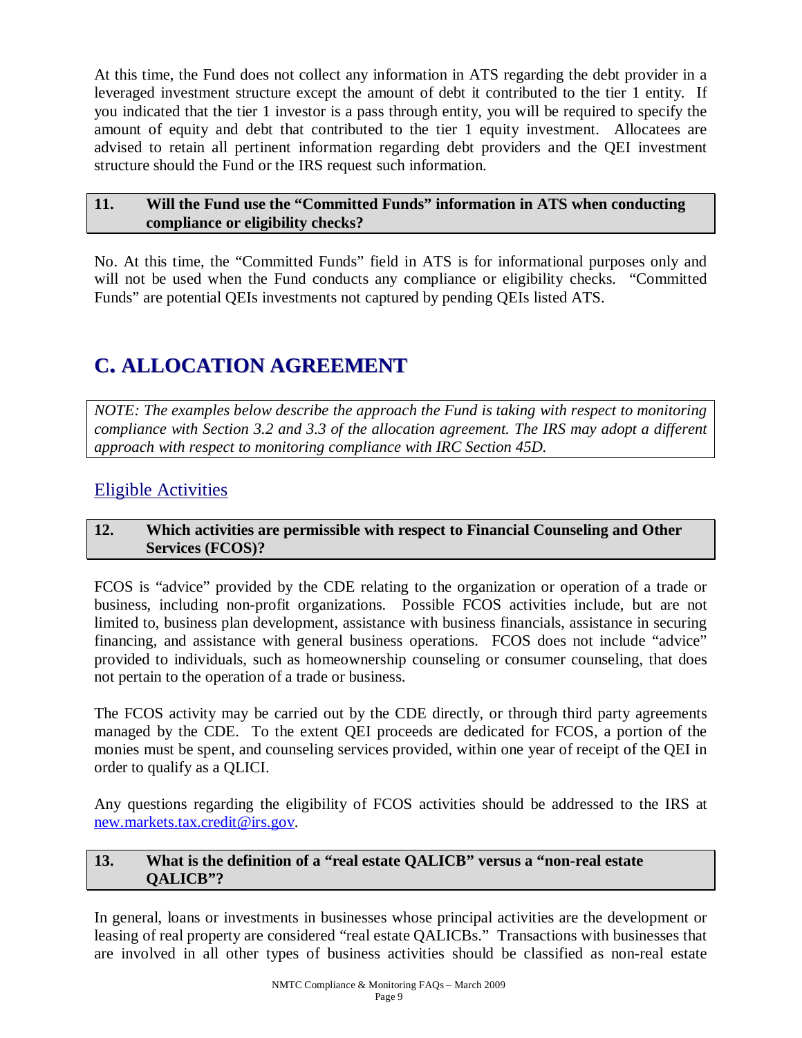At this time, the Fund does not collect any information in ATS regarding the debt provider in a leveraged investment structure except the amount of debt it contributed to the tier 1 entity. If you indicated that the tier 1 investor is a pass through entity, you will be required to specify the amount of equity and debt that contributed to the tier 1 equity investment. Allocatees are advised to retain all pertinent information regarding debt providers and the QEI investment structure should the Fund or the IRS request such information.

### 11. Will the Fund use the "Committed Funds" information in ATS when conducting compliance or eligibility checks?

No. At this time, the "Committed Funds" field in ATS is for informational purposes only and will not be used when the Fund conducts any compliance or eligibility checks. "Committed Funds" are potential QEIs investments not captured by pending QEIs listed ATS.

# C. ALLOCATION AGREEMENT

*NOTE: The examples below describe the approach the Fund is taking with respect to monitoring compliance with Section 3.2 and 3.3 of the allocation agreement. The IRS may adopt a different approach with respect to monitoring compliance with IRC Section 45D.*

## Eligible Activities

### 12. Which activities are permissible with respect to Financial Counseling and Other Services (FCOS)?

FCOS is "advice" provided by the CDE relating to the organization or operation of a trade or business, including non-profit organizations. Possible FCOS activities include, but are not limited to, business plan development, assistance with business financials, assistance in securing financing, and assistance with general business operations. FCOS does not include "advice" provided to individuals, such as homeownership counseling or consumer counseling, that does not pertain to the operation of a trade or business.

The FCOS activity may be carried out by the CDE directly, or through third party agreements managed by the CDE. To the extent QEI proceeds are dedicated for FCOS, a portion of the monies must be spent, and counseling services provided, within one year of receipt of the QEI in order to qualify as a QLICI.

Any questions regarding the eligibility of FCOS activities should be addressed to the IRS at new.markets.tax.credit@irs.gov.

### 13. What is the definition of a "real estate QALICB" versus a "non-real estate QALICB"?

In general, loans or investments in businesses whose principal activities are the development or leasing of real property are considered "real estate QALICBs." Transactions with businesses that are involved in all other types of business activities should be classified as non-real estate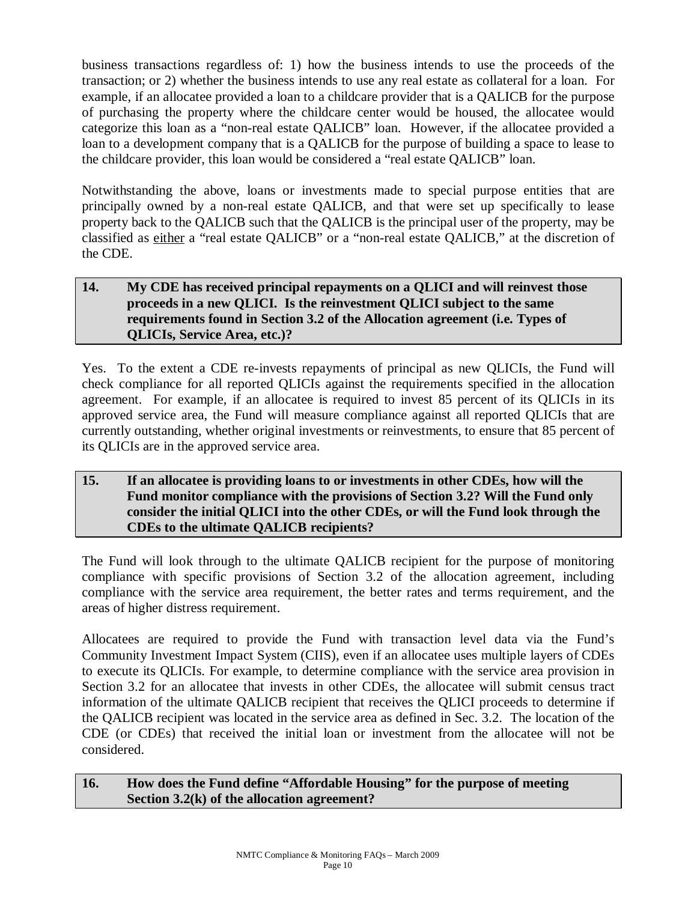business transactions regardless of: 1) how the business intends to use the proceeds of the transaction; or 2) whether the business intends to use any real estate as collateral for a loan. For example, if an allocatee provided a loan to a childcare provider that is a QALICB for the purpose of purchasing the property where the childcare center would be housed, the allocatee would categorize this loan as a "non-real estate QALICB" loan. However, if the allocatee provided a loan to a development company that is a QALICB for the purpose of building a space to lease to the childcare provider, this loan would be considered a "real estate QALICB" loan.

Notwithstanding the above, loans or investments made to special purpose entities that are principally owned by a non-real estate QALICB, and that were set up specifically to lease property back to the QALICB such that the QALICB is the principal user of the property, may be classified as either a "real estate QALICB" or a "non-real estate QALICB," at the discretion of the CDE.

**14. My CDE has received principal repayments on a QLICI and will reinvest those proceeds in a new QLICI. Is the reinvestment QLICI subject to the same requirements found in Section 3.2 of the Allocation agreement (i.e. Types of QLICIs, Service Area, etc.)?**

Yes. To the extent a CDE re-invests repayments of principal as new QLICIs, the Fund will check compliance for all reported QLICIs against the requirements specified in the allocation agreement. For example, if an allocatee is required to invest 85 percent of its QLICIs in its approved service area, the Fund will measure compliance against all reported QLICIs that are currently outstanding, whether original investments or reinvestments, to ensure that 85 percent of its QLICIs are in the approved service area.

**15. If an allocatee is providing loans to or investments in other CDEs, how will the Fund monitor compliance with the provisions of Section 3.2? Will the Fund only consider the initial QLICI into the other CDEs, or will the Fund look through the CDEs to the ultimate QALICB recipients?**

The Fund will look through to the ultimate QALICB recipient for the purpose of monitoring compliance with specific provisions of Section 3.2 of the allocation agreement, including compliance with the service area requirement, the better rates and terms requirement, and the areas of higher distress requirement.

Allocatees are required to provide the Fund with transaction level data via the Fund's Community Investment Impact System (CIIS), even if an allocatee uses multiple layers of CDEs to execute its QLICIs. For example, to determine compliance with the service area provision in Section 3.2 for an allocatee that invests in other CDEs, the allocatee will submit census tract information of the ultimate QALICB recipient that receives the QLICI proceeds to determine if the QALICB recipient was located in the service area as defined in Sec. 3.2. The location of the CDE (or CDEs) that received the initial loan or investment from the allocatee will not be considered.

**16. How does the Fund define "Affordable Housing" for the purpose of meeting Section 3.2(k) of the allocation agreement?**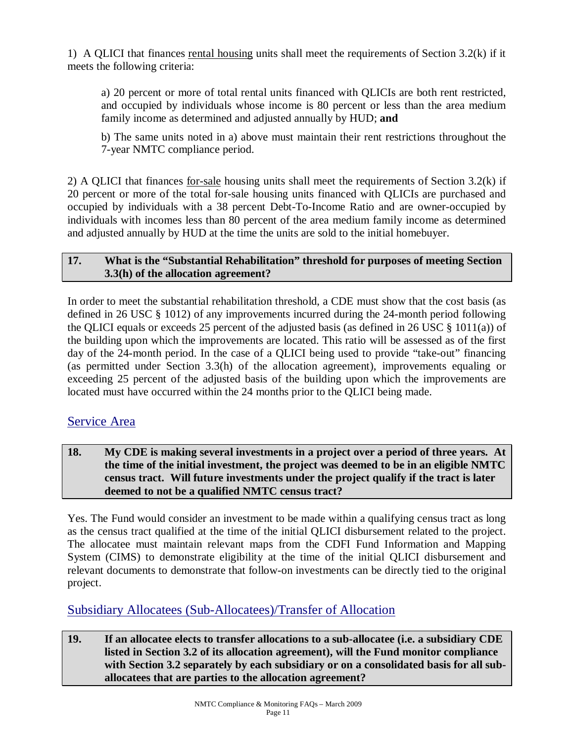1) A QLICI that finances rental housing units shall meet the requirements of Section 3.2(k) if it meets the following criteria:

> a) 20 percent or more of total rental units financed with QLICIs are both rent restricted, and occupied by individuals whose income is 80 percent or less than the area medium family income as determined and adjusted annually by HUD; **and**
>
> b) The same units noted in a) above must maintain their rent restrictions throughout the 7-year NMTC compliance period.

2) A QLICI that finances for-sale housing units shall meet the requirements of Section 3.2(k) if 20 percent or more of the total for-sale housing units financed with QLICIs are purchased and occupied by individuals with a 38 percent Debt-To-Income Ratio and are owner-occupied by individuals with incomes less than 80 percent of the area medium family income as determined and adjusted annually by HUD at the time the units are sold to the initial homebuyer.

**17. What is the "Substantial Rehabilitation" threshold for purposes of meeting Section 3.3(h) of the allocation agreement?**

In order to meet the substantial rehabilitation threshold, a CDE must show that the cost basis (as defined in 26 USC § 1012) of any improvements incurred during the 24-month period following the QLICI equals or exceeds 25 percent of the adjusted basis (as defined in 26 USC § 1011(a)) of the building upon which the improvements are located. This ratio will be assessed as of the first day of the 24-month period. In the case of a QLICI being used to provide "take-out" financing (as permitted under Section 3.3(h) of the allocation agreement), improvements equaling or exceeding 25 percent of the adjusted basis of the building upon which the improvements are located must have occurred within the 24 months prior to the QLICI being made.

## Service Area

**18. My CDE is making several investments in a project over a period of three years. At the time of the initial investment, the project was deemed to be in an eligible NMTC census tract. Will future investments under the project qualify if the tract is later deemed to not be a qualified NMTC census tract?**

Yes. The Fund would consider an investment to be made within a qualifying census tract as long as the census tract qualified at the time of the initial QLICI disbursement related to the project. The allocatee must maintain relevant maps from the CDFI Fund Information and Mapping System (CIMS) to demonstrate eligibility at the time of the initial QLICI disbursement and relevant documents to demonstrate that follow-on investments can be directly tied to the original project.

## Subsidiary Allocatees (Sub-Allocatees)/Transfer of Allocation

**19. If an allocatee elects to transfer allocations to a sub-allocatee (i.e. a subsidiary CDE listed in Section 3.2 of its allocation agreement), will the Fund monitor compliance with Section 3.2 separately by each subsidiary or on a consolidated basis for all sub-allocatees that are parties to the allocation agreement?**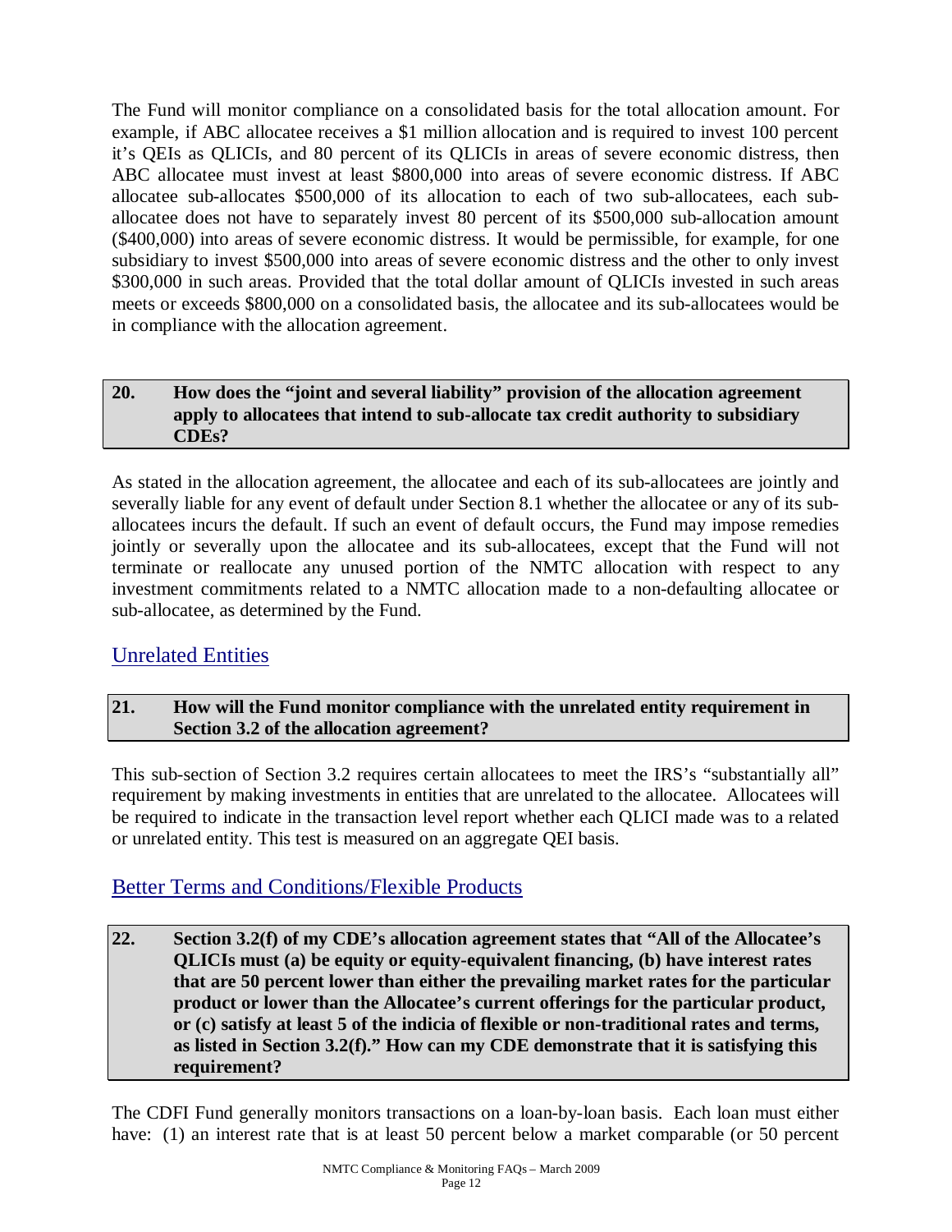The Fund will monitor compliance on a consolidated basis for the total allocation amount. For example, if ABC allocatee receives a $1 million allocation and is required to invest 100 percent it's QEIs as QLICIs, and 80 percent of its QLICIs in areas of severe economic distress, then ABC allocatee must invest at least $800,000 into areas of severe economic distress. If ABC allocatee sub-allocates $500,000 of its allocation to each of two sub-allocatees, each sub-allocatee does not have to separately invest 80 percent of its $500,000 sub-allocation amount ($400,000) into areas of severe economic distress. It would be permissible, for example, for one subsidiary to invest $500,000 into areas of severe economic distress and the other to only invest $300,000 in such areas. Provided that the total dollar amount of QLICIs invested in such areas meets or exceeds $800,000 on a consolidated basis, the allocatee and its sub-allocatees would be in compliance with the allocation agreement.

### 20. How does the "joint and several liability" provision of the allocation agreement apply to allocatees that intend to sub-allocate tax credit authority to subsidiary CDEs?

As stated in the allocation agreement, the allocatee and each of its sub-allocatees are jointly and severally liable for any event of default under Section 8.1 whether the allocatee or any of its sub-allocatees incurs the default. If such an event of default occurs, the Fund may impose remedies jointly or severally upon the allocatee and its sub-allocatees, except that the Fund will not terminate or reallocate any unused portion of the NMTC allocation with respect to any investment commitments related to a NMTC allocation made to a non-defaulting allocatee or sub-allocatee, as determined by the Fund.

## Unrelated Entities

### 21. How will the Fund monitor compliance with the unrelated entity requirement in Section 3.2 of the allocation agreement?

This sub-section of Section 3.2 requires certain allocatees to meet the IRS's "substantially all" requirement by making investments in entities that are unrelated to the allocatee. Allocatees will be required to indicate in the transaction level report whether each QLICI made was to a related or unrelated entity. This test is measured on an aggregate QEI basis.

## Better Terms and Conditions/Flexible Products

### 22. Section 3.2(f) of my CDE's allocation agreement states that "All of the Allocatee's QLICIs must (a) be equity or equity-equivalent financing, (b) have interest rates that are 50 percent lower than either the prevailing market rates for the particular product or lower than the Allocatee's current offerings for the particular product, or (c) satisfy at least 5 of the indicia of flexible or non-traditional rates and terms, as listed in Section 3.2(f)." How can my CDE demonstrate that it is satisfying this requirement?

The CDFI Fund generally monitors transactions on a loan-by-loan basis. Each loan must either have: (1) an interest rate that is at least 50 percent below a market comparable (or 50 percent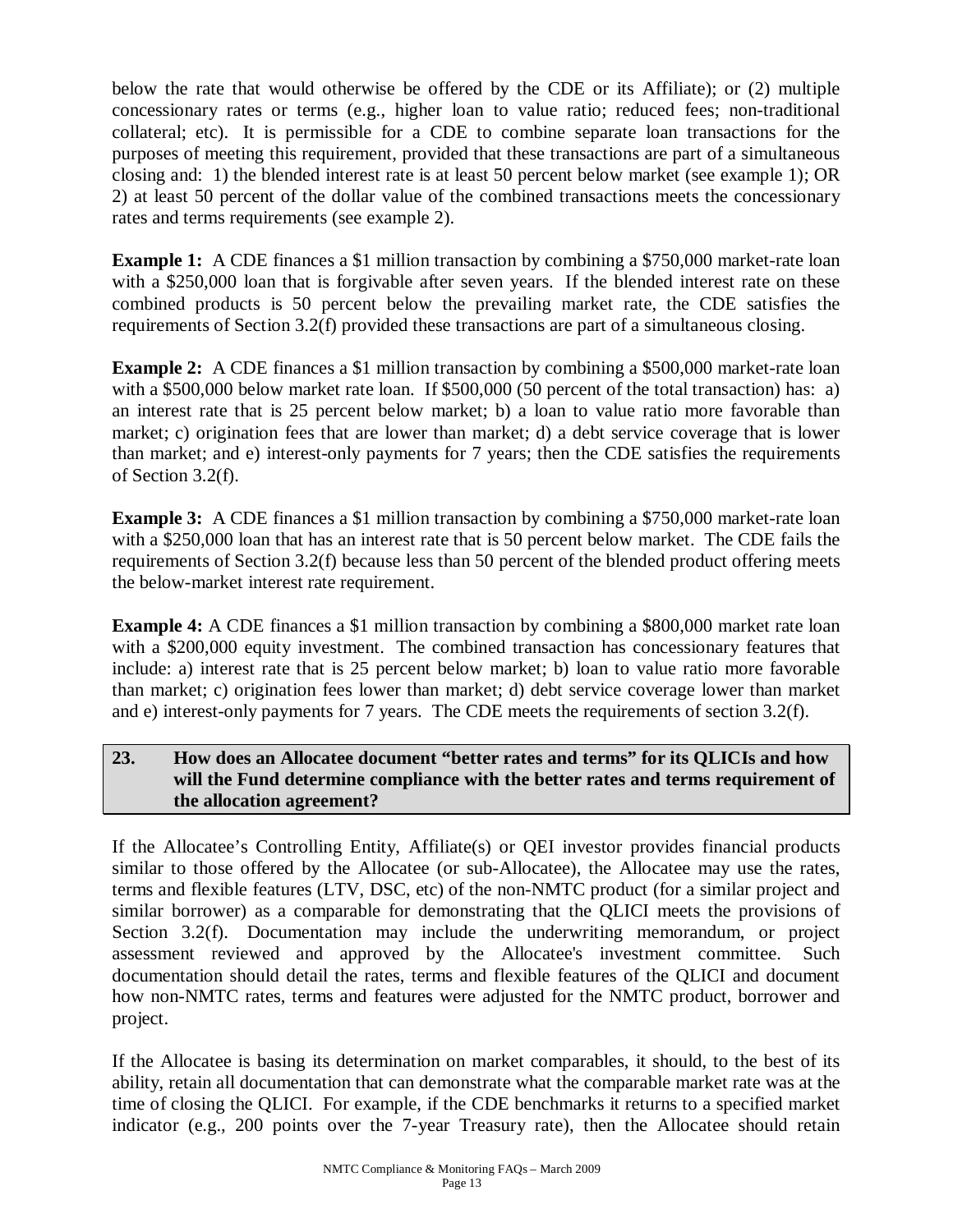below the rate that would otherwise be offered by the CDE or its Affiliate); or (2) multiple concessionary rates or terms (e.g., higher loan to value ratio; reduced fees; non-traditional collateral; etc). It is permissible for a CDE to combine separate loan transactions for the purposes of meeting this requirement, provided that these transactions are part of a simultaneous closing and: 1) the blended interest rate is at least 50 percent below market (see example 1); OR 2) at least 50 percent of the dollar value of the combined transactions meets the concessionary rates and terms requirements (see example 2).

**Example 1:** A CDE finances a $1 million transaction by combining a $750,000 market-rate loan with a $250,000 loan that is forgivable after seven years. If the blended interest rate on these combined products is 50 percent below the prevailing market rate, the CDE satisfies the requirements of Section 3.2(f) provided these transactions are part of a simultaneous closing.

**Example 2:** A CDE finances a $1 million transaction by combining a $500,000 market-rate loan with a $500,000 below market rate loan. If $500,000 (50 percent of the total transaction) has: a) an interest rate that is 25 percent below market; b) a loan to value ratio more favorable than market; c) origination fees that are lower than market; d) a debt service coverage that is lower than market; and e) interest-only payments for 7 years; then the CDE satisfies the requirements of Section 3.2(f).

**Example 3:** A CDE finances a $1 million transaction by combining a $750,000 market-rate loan with a $250,000 loan that has an interest rate that is 50 percent below market. The CDE fails the requirements of Section 3.2(f) because less than 50 percent of the blended product offering meets the below-market interest rate requirement.

**Example 4:** A CDE finances a $1 million transaction by combining a $800,000 market rate loan with a $200,000 equity investment. The combined transaction has concessionary features that include: a) interest rate that is 25 percent below market; b) loan to value ratio more favorable than market; c) origination fees lower than market; d) debt service coverage lower than market and e) interest-only payments for 7 years. The CDE meets the requirements of section 3.2(f).

**23. How does an Allocatee document "better rates and terms" for its QLICIs and how will the Fund determine compliance with the better rates and terms requirement of the allocation agreement?**

If the Allocatee's Controlling Entity, Affiliate(s) or QEI investor provides financial products similar to those offered by the Allocatee (or sub-Allocatee), the Allocatee may use the rates, terms and flexible features (LTV, DSC, etc) of the non-NMTC product (for a similar project and similar borrower) as a comparable for demonstrating that the QLICI meets the provisions of Section 3.2(f). Documentation may include the underwriting memorandum, or project assessment reviewed and approved by the Allocatee's investment committee. Such documentation should detail the rates, terms and flexible features of the QLICI and document how non-NMTC rates, terms and features were adjusted for the NMTC product, borrower and project.

If the Allocatee is basing its determination on market comparables, it should, to the best of its ability, retain all documentation that can demonstrate what the comparable market rate was at the time of closing the QLICI. For example, if the CDE benchmarks it returns to a specified market indicator (e.g., 200 points over the 7-year Treasury rate), then the Allocatee should retain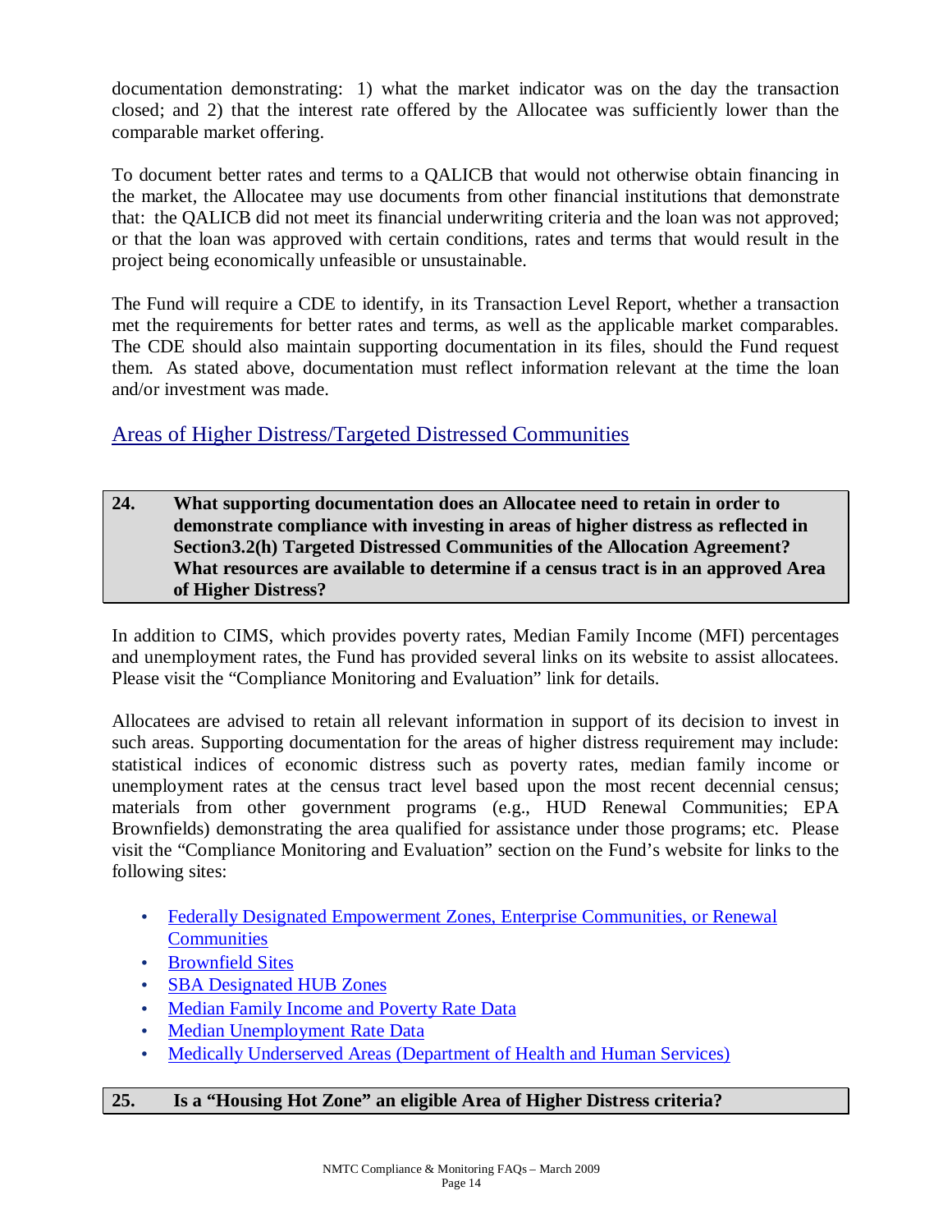documentation demonstrating: 1) what the market indicator was on the day the transaction closed; and 2) that the interest rate offered by the Allocatee was sufficiently lower than the comparable market offering.

To document better rates and terms to a QALICB that would not otherwise obtain financing in the market, the Allocatee may use documents from other financial institutions that demonstrate that: the QALICB did not meet its financial underwriting criteria and the loan was not approved; or that the loan was approved with certain conditions, rates and terms that would result in the project being economically unfeasible or unsustainable.

The Fund will require a CDE to identify, in its Transaction Level Report, whether a transaction met the requirements for better rates and terms, as well as the applicable market comparables. The CDE should also maintain supporting documentation in its files, should the Fund request them. As stated above, documentation must reflect information relevant at the time the loan and/or investment was made.

## Areas of Higher Distress/Targeted Distressed Communities

**24. What supporting documentation does an Allocatee need to retain in order to demonstrate compliance with investing in areas of higher distress as reflected in Section3.2(h) Targeted Distressed Communities of the Allocation Agreement? What resources are available to determine if a census tract is in an approved Area of Higher Distress?**

In addition to CIMS, which provides poverty rates, Median Family Income (MFI) percentages and unemployment rates, the Fund has provided several links on its website to assist allocatees. Please visit the "Compliance Monitoring and Evaluation" link for details.

Allocatees are advised to retain all relevant information in support of its decision to invest in such areas. Supporting documentation for the areas of higher distress requirement may include: statistical indices of economic distress such as poverty rates, median family income or unemployment rates at the census tract level based upon the most recent decennial census; materials from other government programs (e.g., HUD Renewal Communities; EPA Brownfields) demonstrating the area qualified for assistance under those programs; etc. Please visit the "Compliance Monitoring and Evaluation" section on the Fund's website for links to the following sites:

- Federally Designated Empowerment Zones, Enterprise Communities, or Renewal Communities
- Brownfield Sites
- SBA Designated HUB Zones
- Median Family Income and Poverty Rate Data
- Median Unemployment Rate Data
- Medically Underserved Areas (Department of Health and Human Services)

**25. Is a "Housing Hot Zone" an eligible Area of Higher Distress criteria?**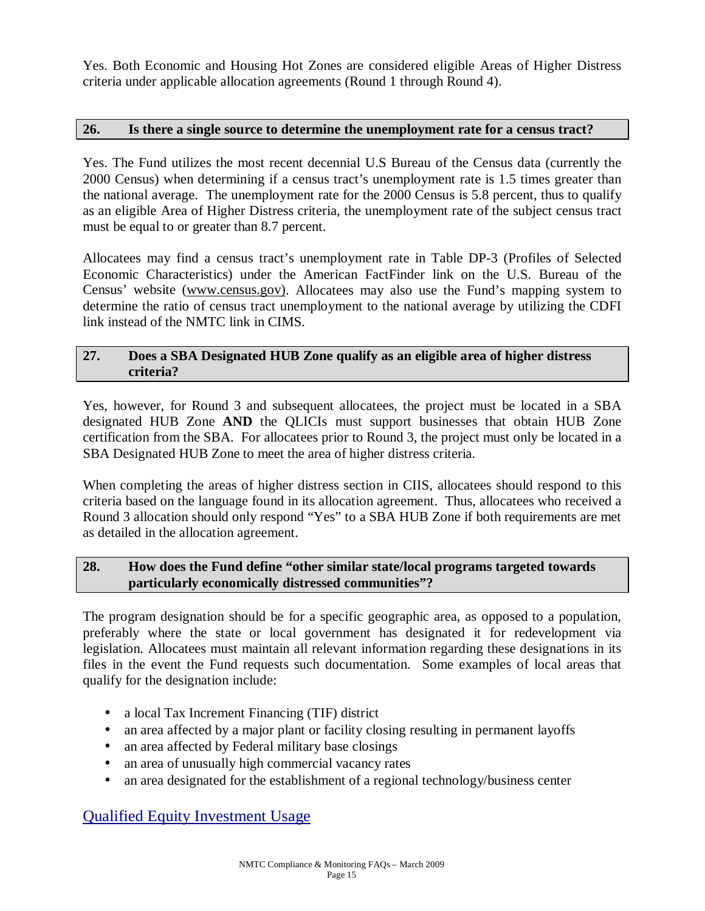Yes. Both Economic and Housing Hot Zones are considered eligible Areas of Higher Distress criteria under applicable allocation agreements (Round 1 through Round 4).

### 26. Is there a single source to determine the unemployment rate for a census tract?

Yes. The Fund utilizes the most recent decennial U.S Bureau of the Census data (currently the 2000 Census) when determining if a census tract's unemployment rate is 1.5 times greater than the national average. The unemployment rate for the 2000 Census is 5.8 percent, thus to qualify as an eligible Area of Higher Distress criteria, the unemployment rate of the subject census tract must be equal to or greater than 8.7 percent.

Allocatees may find a census tract's unemployment rate in Table DP-3 (Profiles of Selected Economic Characteristics) under the American FactFinder link on the U.S. Bureau of the Census' website (www.census.gov). Allocatees may also use the Fund's mapping system to determine the ratio of census tract unemployment to the national average by utilizing the CDFI link instead of the NMTC link in CIMS.

### 27. Does a SBA Designated HUB Zone qualify as an eligible area of higher distress criteria?

Yes, however, for Round 3 and subsequent allocatees, the project must be located in a SBA designated HUB Zone **AND** the QLICIs must support businesses that obtain HUB Zone certification from the SBA. For allocatees prior to Round 3, the project must only be located in a SBA Designated HUB Zone to meet the area of higher distress criteria.

When completing the areas of higher distress section in CIIS, allocatees should respond to this criteria based on the language found in its allocation agreement. Thus, allocatees who received a Round 3 allocation should only respond "Yes" to a SBA HUB Zone if both requirements are met as detailed in the allocation agreement.

### 28. How does the Fund define "other similar state/local programs targeted towards particularly economically distressed communities"?

The program designation should be for a specific geographic area, as opposed to a population, preferably where the state or local government has designated it for redevelopment via legislation. Allocatees must maintain all relevant information regarding these designations in its files in the event the Fund requests such documentation. Some examples of local areas that qualify for the designation include:

- a local Tax Increment Financing (TIF) district
- an area affected by a major plant or facility closing resulting in permanent layoffs
- an area affected by Federal military base closings
- an area of unusually high commercial vacancy rates
- an area designated for the establishment of a regional technology/business center

## Qualified Equity Investment Usage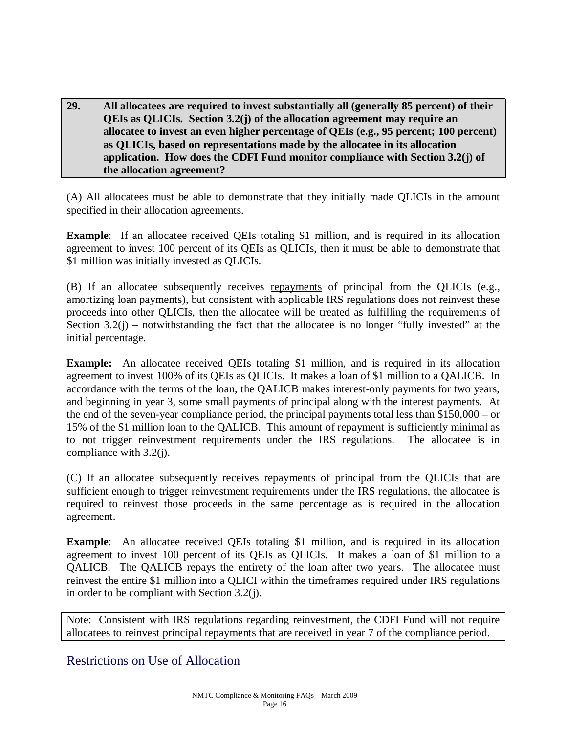**29. All allocatees are required to invest substantially all (generally 85 percent) of their QEIs as QLICIs. Section 3.2(j) of the allocation agreement may require an allocatee to invest an even higher percentage of QEIs (e.g., 95 percent; 100 percent) as QLICIs, based on representations made by the allocatee in its allocation application. How does the CDFI Fund monitor compliance with Section 3.2(j) of the allocation agreement?**

(A) All allocatees must be able to demonstrate that they initially made QLICIs in the amount specified in their allocation agreements.

**Example**: If an allocatee received QEIs totaling $1 million, and is required in its allocation agreement to invest 100 percent of its QEIs as QLICIs, then it must be able to demonstrate that $1 million was initially invested as QLICIs.

(B) If an allocatee subsequently receives repayments of principal from the QLICIs (e.g., amortizing loan payments), but consistent with applicable IRS regulations does not reinvest these proceeds into other QLICIs, then the allocatee will be treated as fulfilling the requirements of Section 3.2(j) – notwithstanding the fact that the allocatee is no longer "fully invested" at the initial percentage.

**Example:** An allocatee received QEIs totaling $1 million, and is required in its allocation agreement to invest 100% of its QEIs as QLICIs. It makes a loan of $1 million to a QALICB. In accordance with the terms of the loan, the QALICB makes interest-only payments for two years, and beginning in year 3, some small payments of principal along with the interest payments. At the end of the seven-year compliance period, the principal payments total less than $150,000 – or 15% of the $1 million loan to the QALICB. This amount of repayment is sufficiently minimal as to not trigger reinvestment requirements under the IRS regulations. The allocatee is in compliance with 3.2(j).

(C) If an allocatee subsequently receives repayments of principal from the QLICIs that are sufficient enough to trigger reinvestment requirements under the IRS regulations, the allocatee is required to reinvest those proceeds in the same percentage as is required in the allocation agreement.

**Example**: An allocatee received QEIs totaling $1 million, and is required in its allocation agreement to invest 100 percent of its QEIs as QLICIs. It makes a loan of $1 million to a QALICB. The QALICB repays the entirety of the loan after two years. The allocatee must reinvest the entire $1 million into a QLICI within the timeframes required under IRS regulations in order to be compliant with Section 3.2(j).

Note: Consistent with IRS regulations regarding reinvestment, the CDFI Fund will not require allocatees to reinvest principal repayments that are received in year 7 of the compliance period.

## Restrictions on Use of Allocation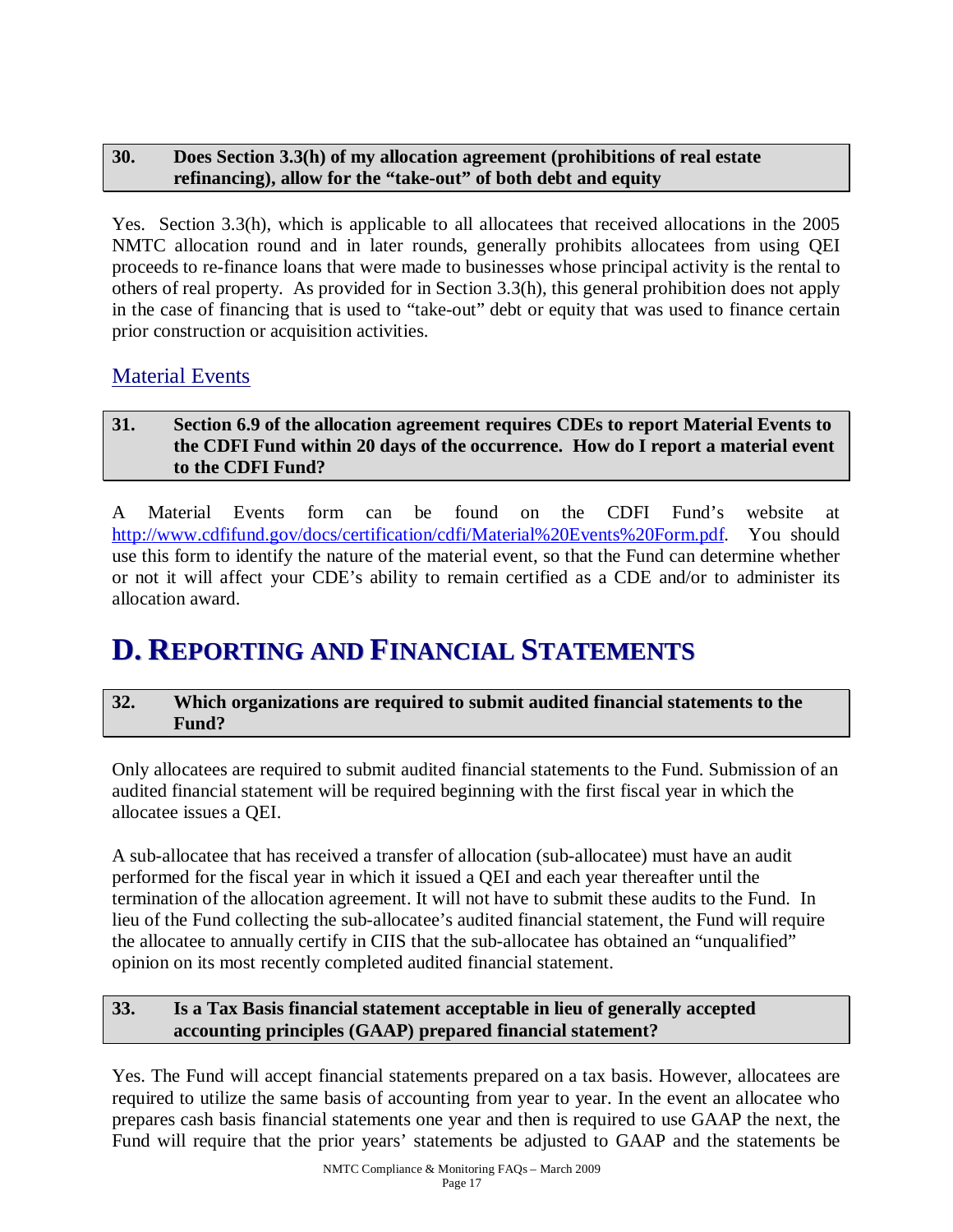**30. Does Section 3.3(h) of my allocation agreement (prohibitions of real estate refinancing), allow for the "take-out" of both debt and equity**

Yes. Section 3.3(h), which is applicable to all allocatees that received allocations in the 2005 NMTC allocation round and in later rounds, generally prohibits allocatees from using QEI proceeds to re-finance loans that were made to businesses whose principal activity is the rental to others of real property. As provided for in Section 3.3(h), this general prohibition does not apply in the case of financing that is used to "take-out" debt or equity that was used to finance certain prior construction or acquisition activities.

## Material Events

**31. Section 6.9 of the allocation agreement requires CDEs to report Material Events to the CDFI Fund within 20 days of the occurrence. How do I report a material event to the CDFI Fund?**

A Material Events form can be found on the CDFI Fund's website at [http://www.cdfifund.gov/docs/certification/cdfi/Material%20Events%20Form.pdf](http://www.cdfifund.gov/docs/certification/cdfi/Material%20Events%20Form.pdf). You should use this form to identify the nature of the material event, so that the Fund can determine whether or not it will affect your CDE's ability to remain certified as a CDE and/or to administer its allocation award.

# D. Reporting and Financial Statements

**32. Which organizations are required to submit audited financial statements to the Fund?**

Only allocatees are required to submit audited financial statements to the Fund. Submission of an audited financial statement will be required beginning with the first fiscal year in which the allocatee issues a QEI.

A sub-allocatee that has received a transfer of allocation (sub-allocatee) must have an audit performed for the fiscal year in which it issued a QEI and each year thereafter until the termination of the allocation agreement. It will not have to submit these audits to the Fund. In lieu of the Fund collecting the sub-allocatee's audited financial statement, the Fund will require the allocatee to annually certify in CIIS that the sub-allocatee has obtained an "unqualified" opinion on its most recently completed audited financial statement.

**33. Is a Tax Basis financial statement acceptable in lieu of generally accepted accounting principles (GAAP) prepared financial statement?**

Yes. The Fund will accept financial statements prepared on a tax basis. However, allocatees are required to utilize the same basis of accounting from year to year. In the event an allocatee who prepares cash basis financial statements one year and then is required to use GAAP the next, the Fund will require that the prior years' statements be adjusted to GAAP and the statements be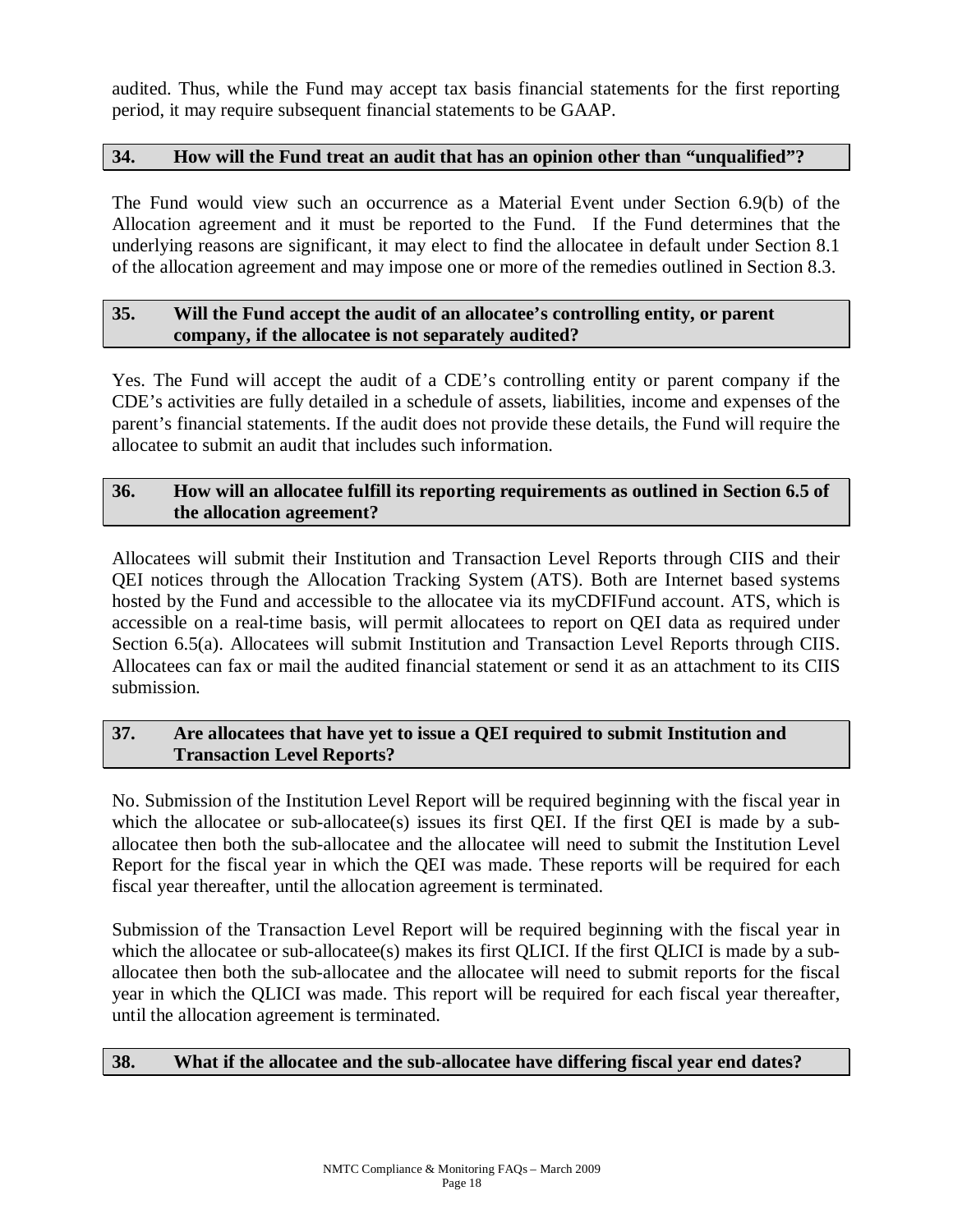audited. Thus, while the Fund may accept tax basis financial statements for the first reporting period, it may require subsequent financial statements to be GAAP.

### 34. How will the Fund treat an audit that has an opinion other than "unqualified"?

The Fund would view such an occurrence as a Material Event under Section 6.9(b) of the Allocation agreement and it must be reported to the Fund. If the Fund determines that the underlying reasons are significant, it may elect to find the allocatee in default under Section 8.1 of the allocation agreement and may impose one or more of the remedies outlined in Section 8.3.

### 35. Will the Fund accept the audit of an allocatee's controlling entity, or parent company, if the allocatee is not separately audited?

Yes. The Fund will accept the audit of a CDE's controlling entity or parent company if the CDE's activities are fully detailed in a schedule of assets, liabilities, income and expenses of the parent's financial statements. If the audit does not provide these details, the Fund will require the allocatee to submit an audit that includes such information.

### 36. How will an allocatee fulfill its reporting requirements as outlined in Section 6.5 of the allocation agreement?

Allocatees will submit their Institution and Transaction Level Reports through CIIS and their QEI notices through the Allocation Tracking System (ATS). Both are Internet based systems hosted by the Fund and accessible to the allocatee via its myCDFIFund account. ATS, which is accessible on a real-time basis, will permit allocatees to report on QEI data as required under Section 6.5(a). Allocatees will submit Institution and Transaction Level Reports through CIIS. Allocatees can fax or mail the audited financial statement or send it as an attachment to its CIIS submission.

### 37. Are allocatees that have yet to issue a QEI required to submit Institution and Transaction Level Reports?

No. Submission of the Institution Level Report will be required beginning with the fiscal year in which the allocatee or sub-allocatee(s) issues its first QEI. If the first QEI is made by a sub-allocatee then both the sub-allocatee and the allocatee will need to submit the Institution Level Report for the fiscal year in which the QEI was made. These reports will be required for each fiscal year thereafter, until the allocation agreement is terminated.

Submission of the Transaction Level Report will be required beginning with the fiscal year in which the allocatee or sub-allocatee(s) makes its first QLICI. If the first QLICI is made by a sub-allocatee then both the sub-allocatee and the allocatee will need to submit reports for the fiscal year in which the QLICI was made. This report will be required for each fiscal year thereafter, until the allocation agreement is terminated.

### 38. What if the allocatee and the sub-allocatee have differing fiscal year end dates?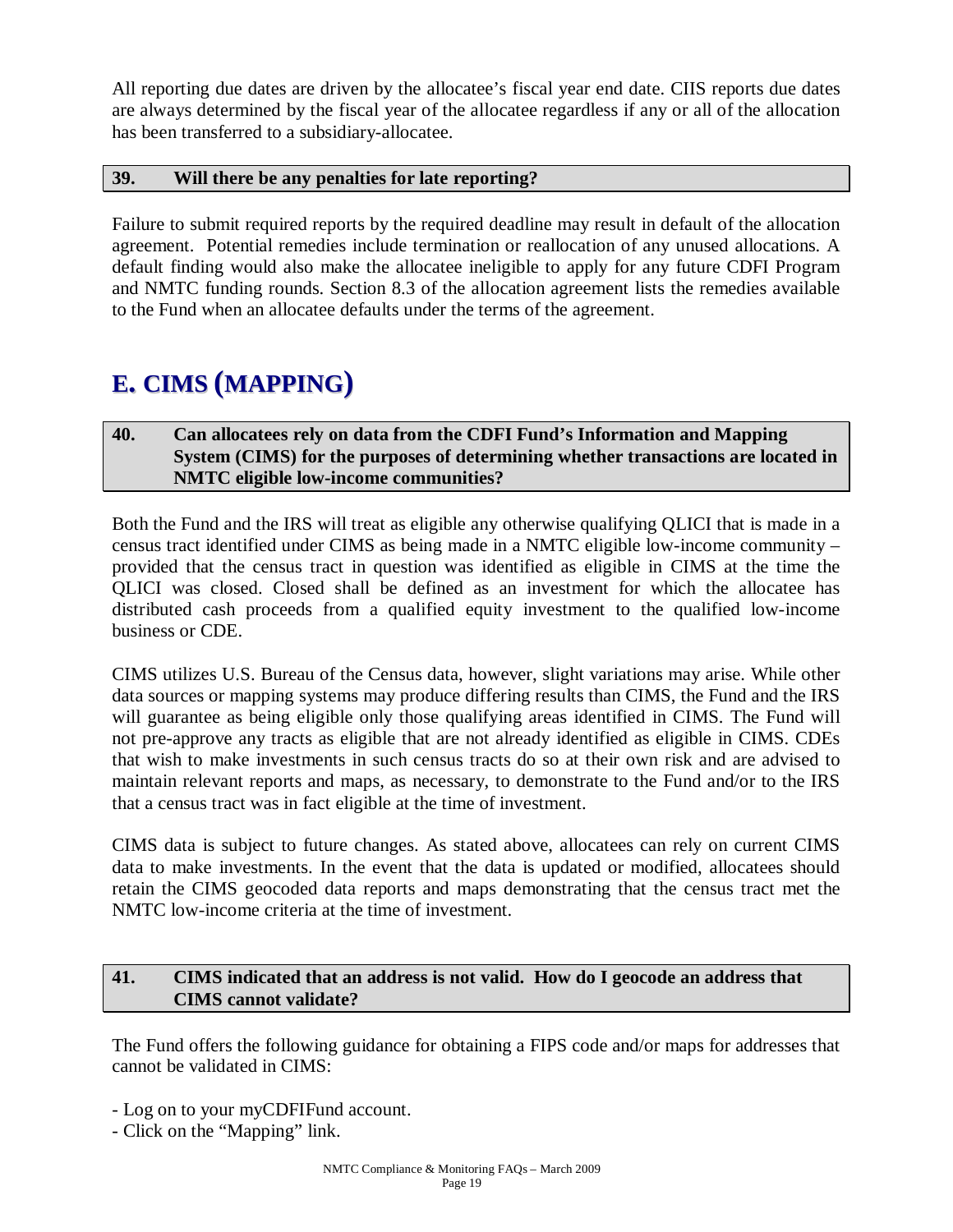All reporting due dates are driven by the allocatee's fiscal year end date. CIIS reports due dates are always determined by the fiscal year of the allocatee regardless if any or all of the allocation has been transferred to a subsidiary-allocatee.

### 39. Will there be any penalties for late reporting?

Failure to submit required reports by the required deadline may result in default of the allocation agreement. Potential remedies include termination or reallocation of any unused allocations. A default finding would also make the allocatee ineligible to apply for any future CDFI Program and NMTC funding rounds. Section 8.3 of the allocation agreement lists the remedies available to the Fund when an allocatee defaults under the terms of the agreement.

## E. CIMS (MAPPING)

### 40. Can allocatees rely on data from the CDFI Fund's Information and Mapping System (CIMS) for the purposes of determining whether transactions are located in NMTC eligible low-income communities?

Both the Fund and the IRS will treat as eligible any otherwise qualifying QLICI that is made in a census tract identified under CIMS as being made in a NMTC eligible low-income community – provided that the census tract in question was identified as eligible in CIMS at the time the QLICI was closed. Closed shall be defined as an investment for which the allocatee has distributed cash proceeds from a qualified equity investment to the qualified low-income business or CDE.

CIMS utilizes U.S. Bureau of the Census data, however, slight variations may arise. While other data sources or mapping systems may produce differing results than CIMS, the Fund and the IRS will guarantee as being eligible only those qualifying areas identified in CIMS. The Fund will not pre-approve any tracts as eligible that are not already identified as eligible in CIMS. CDEs that wish to make investments in such census tracts do so at their own risk and are advised to maintain relevant reports and maps, as necessary, to demonstrate to the Fund and/or to the IRS that a census tract was in fact eligible at the time of investment.

CIMS data is subject to future changes. As stated above, allocatees can rely on current CIMS data to make investments. In the event that the data is updated or modified, allocatees should retain the CIMS geocoded data reports and maps demonstrating that the census tract met the NMTC low-income criteria at the time of investment.

### 41. CIMS indicated that an address is not valid. How do I geocode an address that CIMS cannot validate?

The Fund offers the following guidance for obtaining a FIPS code and/or maps for addresses that cannot be validated in CIMS:

- Log on to your myCDFIFund account.
- Click on the "Mapping" link.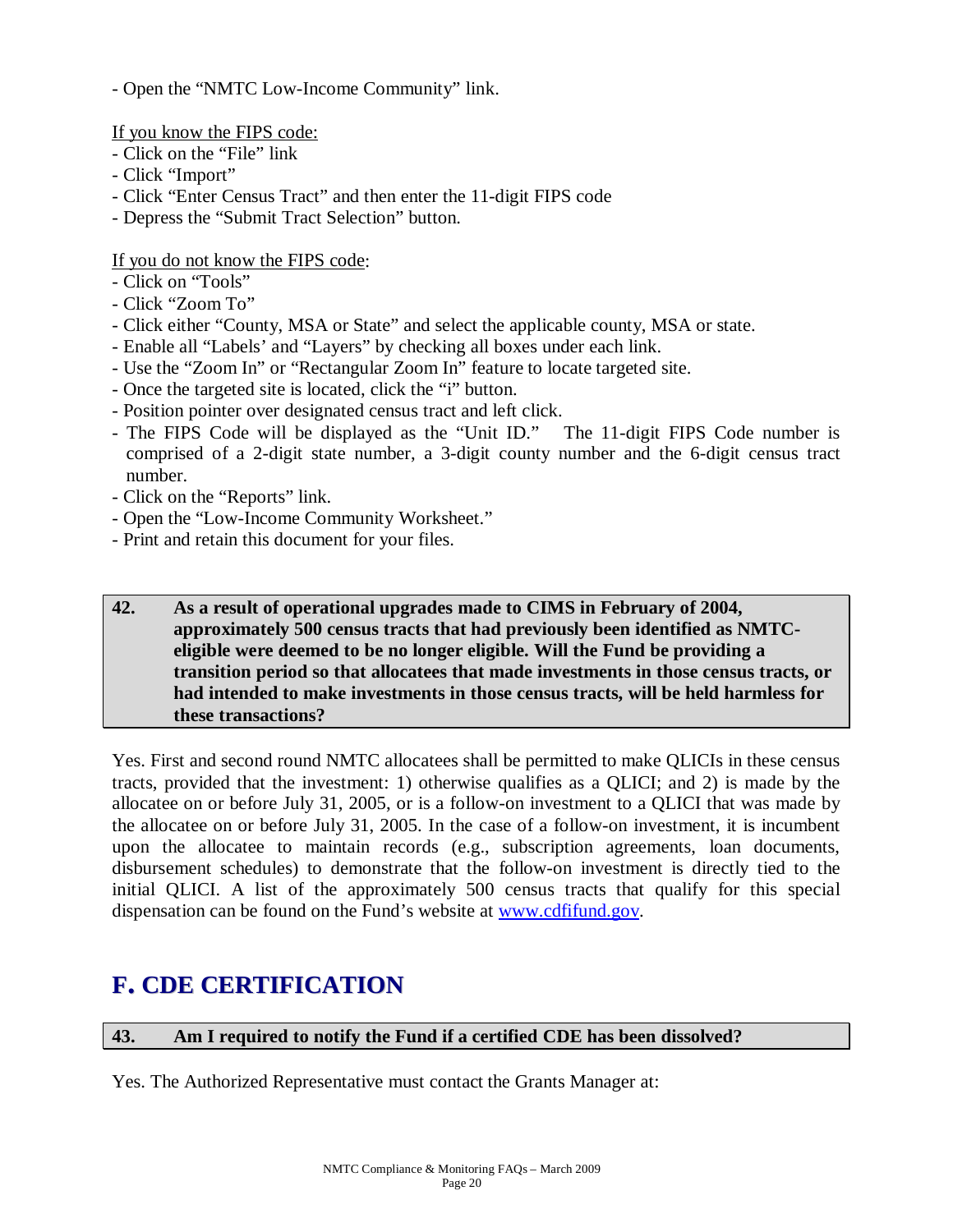- Open the "NMTC Low-Income Community" link.

If you know the FIPS code:
- Click on the "File" link
- Click "Import"
- Click "Enter Census Tract" and then enter the 11-digit FIPS code
- Depress the "Submit Tract Selection" button.

If you do not know the FIPS code:
- Click on "Tools"
- Click "Zoom To"
- Click either "County, MSA or State" and select the applicable county, MSA or state.
- Enable all "Labels' and "Layers" by checking all boxes under each link.
- Use the "Zoom In" or "Rectangular Zoom In" feature to locate targeted site.
- Once the targeted site is located, click the "i" button.
- Position pointer over designated census tract and left click.
- The FIPS Code will be displayed as the "Unit ID." The 11-digit FIPS Code number is comprised of a 2-digit state number, a 3-digit county number and the 6-digit census tract number.
- Click on the "Reports" link.
- Open the "Low-Income Community Worksheet."
- Print and retain this document for your files.

**42. As a result of operational upgrades made to CIMS in February of 2004, approximately 500 census tracts that had previously been identified as NMTC-eligible were deemed to be no longer eligible. Will the Fund be providing a transition period so that allocatees that made investments in those census tracts, or had intended to make investments in those census tracts, will be held harmless for these transactions?**

Yes. First and second round NMTC allocatees shall be permitted to make QLICIs in these census tracts, provided that the investment: 1) otherwise qualifies as a QLICI; and 2) is made by the allocatee on or before July 31, 2005, or is a follow-on investment to a QLICI that was made by the allocatee on or before July 31, 2005. In the case of a follow-on investment, it is incumbent upon the allocatee to maintain records (e.g., subscription agreements, loan documents, disbursement schedules) to demonstrate that the follow-on investment is directly tied to the initial QLICI. A list of the approximately 500 census tracts that qualify for this special dispensation can be found on the Fund's website at www.cdfifund.gov.

## F. CDE CERTIFICATION

**43. Am I required to notify the Fund if a certified CDE has been dissolved?**

Yes. The Authorized Representative must contact the Grants Manager at: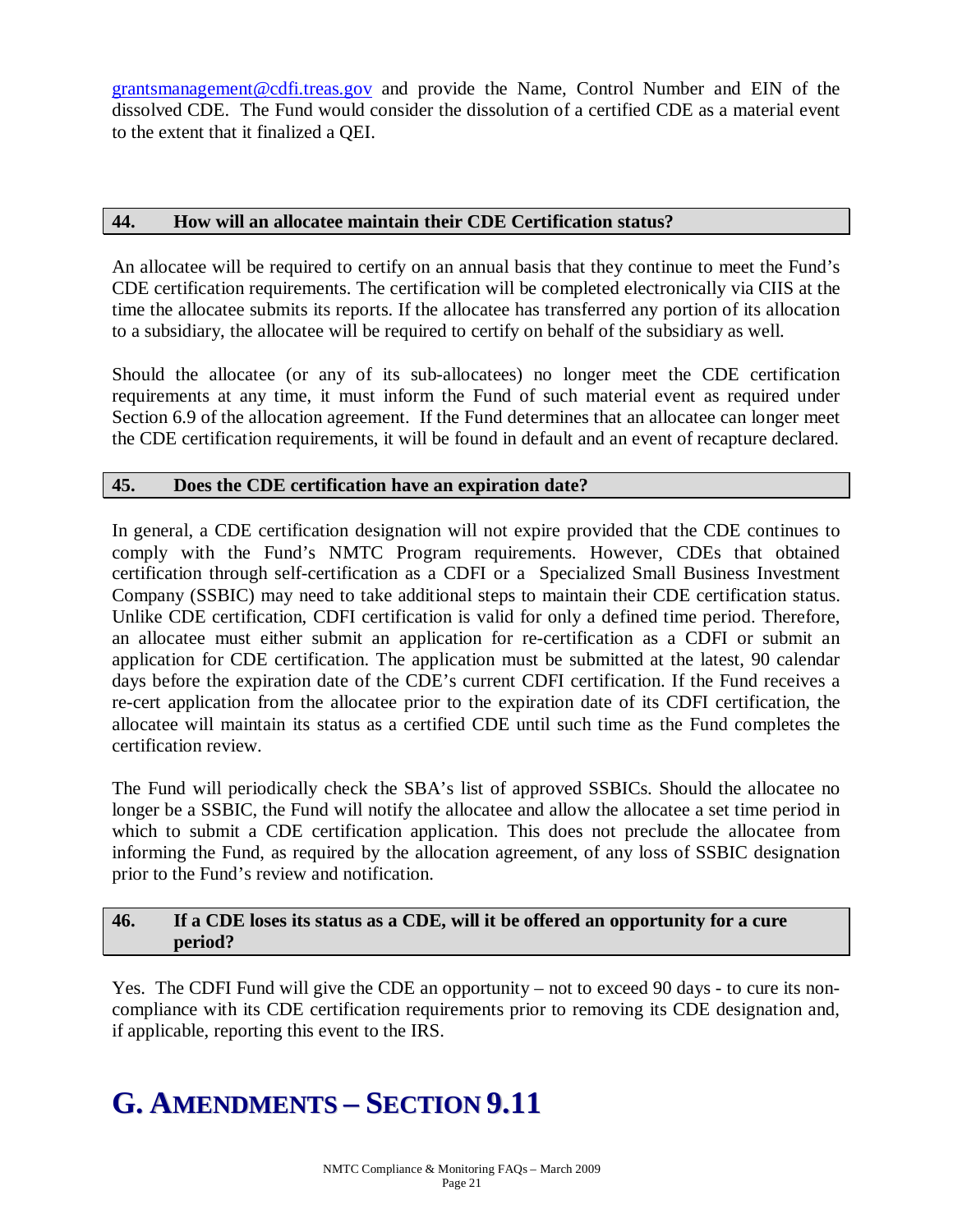grantsmanagement@cdfi.treas.gov and provide the Name, Control Number and EIN of the dissolved CDE. The Fund would consider the dissolution of a certified CDE as a material event to the extent that it finalized a QEI.

### 44. How will an allocatee maintain their CDE Certification status?

An allocatee will be required to certify on an annual basis that they continue to meet the Fund's CDE certification requirements. The certification will be completed electronically via CIIS at the time the allocatee submits its reports. If the allocatee has transferred any portion of its allocation to a subsidiary, the allocatee will be required to certify on behalf of the subsidiary as well.

Should the allocatee (or any of its sub-allocatees) no longer meet the CDE certification requirements at any time, it must inform the Fund of such material event as required under Section 6.9 of the allocation agreement. If the Fund determines that an allocatee can longer meet the CDE certification requirements, it will be found in default and an event of recapture declared.

### 45. Does the CDE certification have an expiration date?

In general, a CDE certification designation will not expire provided that the CDE continues to comply with the Fund's NMTC Program requirements. However, CDEs that obtained certification through self-certification as a CDFI or a Specialized Small Business Investment Company (SSBIC) may need to take additional steps to maintain their CDE certification status. Unlike CDE certification, CDFI certification is valid for only a defined time period. Therefore, an allocatee must either submit an application for re-certification as a CDFI or submit an application for CDE certification. The application must be submitted at the latest, 90 calendar days before the expiration date of the CDE's current CDFI certification. If the Fund receives a re-cert application from the allocatee prior to the expiration date of its CDFI certification, the allocatee will maintain its status as a certified CDE until such time as the Fund completes the certification review.

The Fund will periodically check the SBA's list of approved SSBICs. Should the allocatee no longer be a SSBIC, the Fund will notify the allocatee and allow the allocatee a set time period in which to submit a CDE certification application. This does not preclude the allocatee from informing the Fund, as required by the allocation agreement, of any loss of SSBIC designation prior to the Fund's review and notification.

### 46. If a CDE loses its status as a CDE, will it be offered an opportunity for a cure period?

Yes. The CDFI Fund will give the CDE an opportunity – not to exceed 90 days - to cure its non-compliance with its CDE certification requirements prior to removing its CDE designation and, if applicable, reporting this event to the IRS.

# G. AMENDMENTS – SECTION 9.11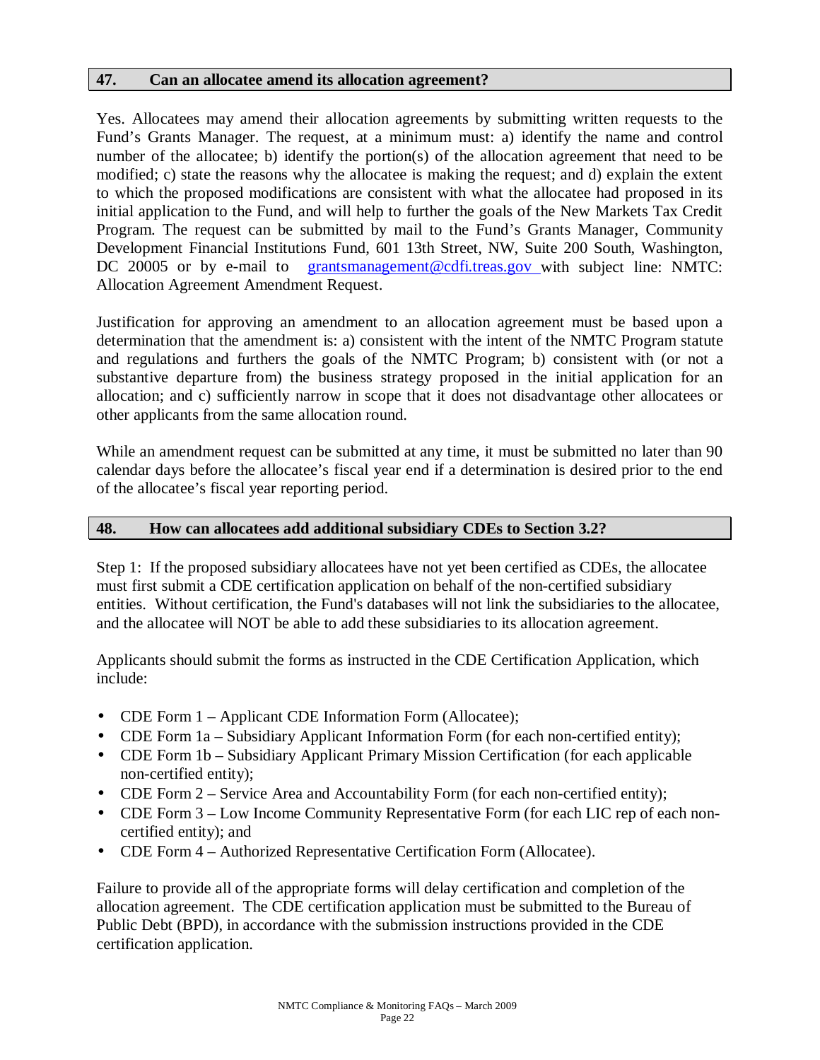## 47. Can an allocatee amend its allocation agreement?

Yes. Allocatees may amend their allocation agreements by submitting written requests to the Fund's Grants Manager. The request, at a minimum must: a) identify the name and control number of the allocatee; b) identify the portion(s) of the allocation agreement that need to be modified; c) state the reasons why the allocatee is making the request; and d) explain the extent to which the proposed modifications are consistent with what the allocatee had proposed in its initial application to the Fund, and will help to further the goals of the New Markets Tax Credit Program. The request can be submitted by mail to the Fund's Grants Manager, Community Development Financial Institutions Fund, 601 13th Street, NW, Suite 200 South, Washington, DC 20005 or by e-mail to grantsmanagement@cdfi.treas.gov with subject line: NMTC: Allocation Agreement Amendment Request.

Justification for approving an amendment to an allocation agreement must be based upon a determination that the amendment is: a) consistent with the intent of the NMTC Program statute and regulations and furthers the goals of the NMTC Program; b) consistent with (or not a substantive departure from) the business strategy proposed in the initial application for an allocation; and c) sufficiently narrow in scope that it does not disadvantage other allocatees or other applicants from the same allocation round.

While an amendment request can be submitted at any time, it must be submitted no later than 90 calendar days before the allocatee's fiscal year end if a determination is desired prior to the end of the allocatee's fiscal year reporting period.

## 48. How can allocatees add additional subsidiary CDEs to Section 3.2?

Step 1: If the proposed subsidiary allocatees have not yet been certified as CDEs, the allocatee must first submit a CDE certification application on behalf of the non-certified subsidiary entities. Without certification, the Fund's databases will not link the subsidiaries to the allocatee, and the allocatee will NOT be able to add these subsidiaries to its allocation agreement.

Applicants should submit the forms as instructed in the CDE Certification Application, which include:

- CDE Form 1 – Applicant CDE Information Form (Allocatee);
- CDE Form 1a – Subsidiary Applicant Information Form (for each non-certified entity);
- CDE Form 1b – Subsidiary Applicant Primary Mission Certification (for each applicable non-certified entity);
- CDE Form 2 – Service Area and Accountability Form (for each non-certified entity);
- CDE Form 3 – Low Income Community Representative Form (for each LIC rep of each non-certified entity); and
- CDE Form 4 – Authorized Representative Certification Form (Allocatee).

Failure to provide all of the appropriate forms will delay certification and completion of the allocation agreement. The CDE certification application must be submitted to the Bureau of Public Debt (BPD), in accordance with the submission instructions provided in the CDE certification application.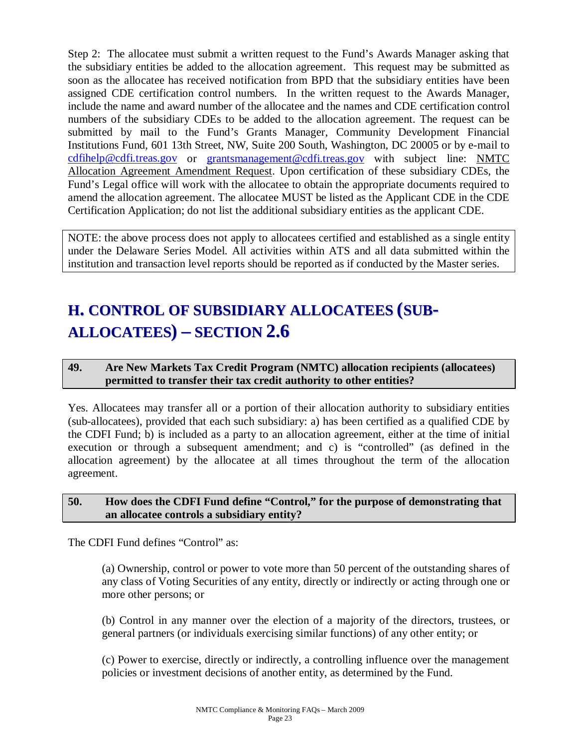Step 2: The allocatee must submit a written request to the Fund's Awards Manager asking that the subsidiary entities be added to the allocation agreement. This request may be submitted as soon as the allocatee has received notification from BPD that the subsidiary entities have been assigned CDE certification control numbers. In the written request to the Awards Manager, include the name and award number of the allocatee and the names and CDE certification control numbers of the subsidiary CDEs to be added to the allocation agreement. The request can be submitted by mail to the Fund's Grants Manager, Community Development Financial Institutions Fund, 601 13th Street, NW, Suite 200 South, Washington, DC 20005 or by e-mail to cdfihelp@cdfi.treas.gov or grantsmanagement@cdfi.treas.gov with subject line: NMTC Allocation Agreement Amendment Request. Upon certification of these subsidiary CDEs, the Fund's Legal office will work with the allocatee to obtain the appropriate documents required to amend the allocation agreement. The allocatee MUST be listed as the Applicant CDE in the CDE Certification Application; do not list the additional subsidiary entities as the applicant CDE.

NOTE: the above process does not apply to allocatees certified and established as a single entity under the Delaware Series Model. All activities within ATS and all data submitted within the institution and transaction level reports should be reported as if conducted by the Master series.

## H. CONTROL OF SUBSIDIARY ALLOCATEES (SUB-ALLOCATEES) – SECTION 2.6

**49. Are New Markets Tax Credit Program (NMTC) allocation recipients (allocatees) permitted to transfer their tax credit authority to other entities?**

Yes. Allocatees may transfer all or a portion of their allocation authority to subsidiary entities (sub-allocatees), provided that each such subsidiary: a) has been certified as a qualified CDE by the CDFI Fund; b) is included as a party to an allocation agreement, either at the time of initial execution or through a subsequent amendment; and c) is "controlled" (as defined in the allocation agreement) by the allocatee at all times throughout the term of the allocation agreement.

**50. How does the CDFI Fund define "Control," for the purpose of demonstrating that an allocatee controls a subsidiary entity?**

The CDFI Fund defines "Control" as:

(a) Ownership, control or power to vote more than 50 percent of the outstanding shares of any class of Voting Securities of any entity, directly or indirectly or acting through one or more other persons; or

(b) Control in any manner over the election of a majority of the directors, trustees, or general partners (or individuals exercising similar functions) of any other entity; or

(c) Power to exercise, directly or indirectly, a controlling influence over the management policies or investment decisions of another entity, as determined by the Fund.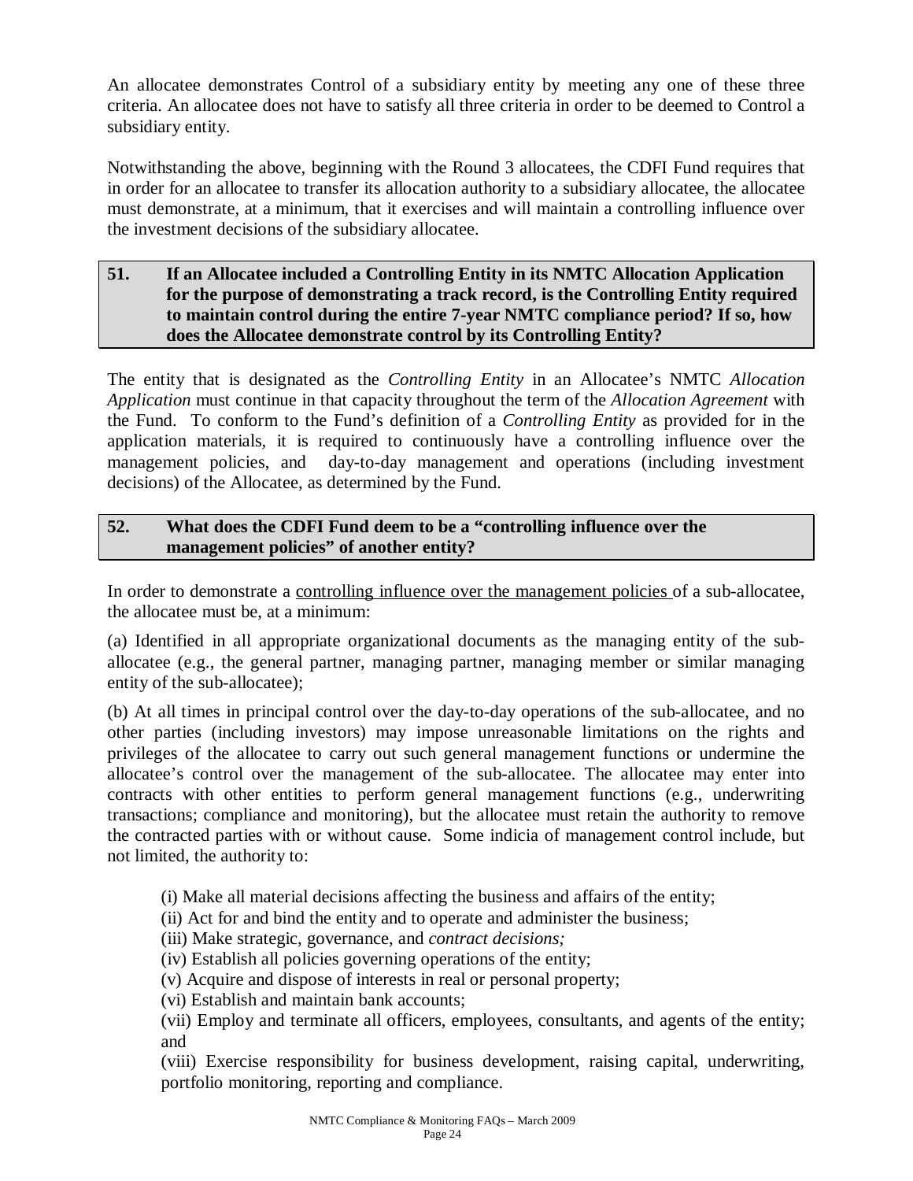An allocatee demonstrates Control of a subsidiary entity by meeting any one of these three criteria. An allocatee does not have to satisfy all three criteria in order to be deemed to Control a subsidiary entity.

Notwithstanding the above, beginning with the Round 3 allocatees, the CDFI Fund requires that in order for an allocatee to transfer its allocation authority to a subsidiary allocatee, the allocatee must demonstrate, at a minimum, that it exercises and will maintain a controlling influence over the investment decisions of the subsidiary allocatee.

### 51. If an Allocatee included a Controlling Entity in its NMTC Allocation Application for the purpose of demonstrating a track record, is the Controlling Entity required to maintain control during the entire 7-year NMTC compliance period? If so, how does the Allocatee demonstrate control by its Controlling Entity?

The entity that is designated as the *Controlling Entity* in an Allocatee's NMTC *Allocation Application* must continue in that capacity throughout the term of the *Allocation Agreement* with the Fund. To conform to the Fund's definition of a *Controlling Entity* as provided for in the application materials, it is required to continuously have a controlling influence over the management policies, and day-to-day management and operations (including investment decisions) of the Allocatee, as determined by the Fund.

### 52. What does the CDFI Fund deem to be a "controlling influence over the management policies" of another entity?

In order to demonstrate a <u>controlling influence over the management policies</u> of a sub-allocatee, the allocatee must be, at a minimum:

(a) Identified in all appropriate organizational documents as the managing entity of the sub-allocatee (e.g., the general partner, managing partner, managing member or similar managing entity of the sub-allocatee);

(b) At all times in principal control over the day-to-day operations of the sub-allocatee, and no other parties (including investors) may impose unreasonable limitations on the rights and privileges of the allocatee to carry out such general management functions or undermine the allocatee's control over the management of the sub-allocatee. The allocatee may enter into contracts with other entities to perform general management functions (e.g., underwriting transactions; compliance and monitoring), but the allocatee must retain the authority to remove the contracted parties with or without cause. Some indicia of management control include, but not limited, the authority to:

(i) Make all material decisions affecting the business and affairs of the entity;
(ii) Act for and bind the entity and to operate and administer the business;
(iii) Make strategic, governance, and *contract decisions;*
(iv) Establish all policies governing operations of the entity;
(v) Acquire and dispose of interests in real or personal property;
(vi) Establish and maintain bank accounts;
(vii) Employ and terminate all officers, employees, consultants, and agents of the entity; and
(viii) Exercise responsibility for business development, raising capital, underwriting, portfolio monitoring, reporting and compliance.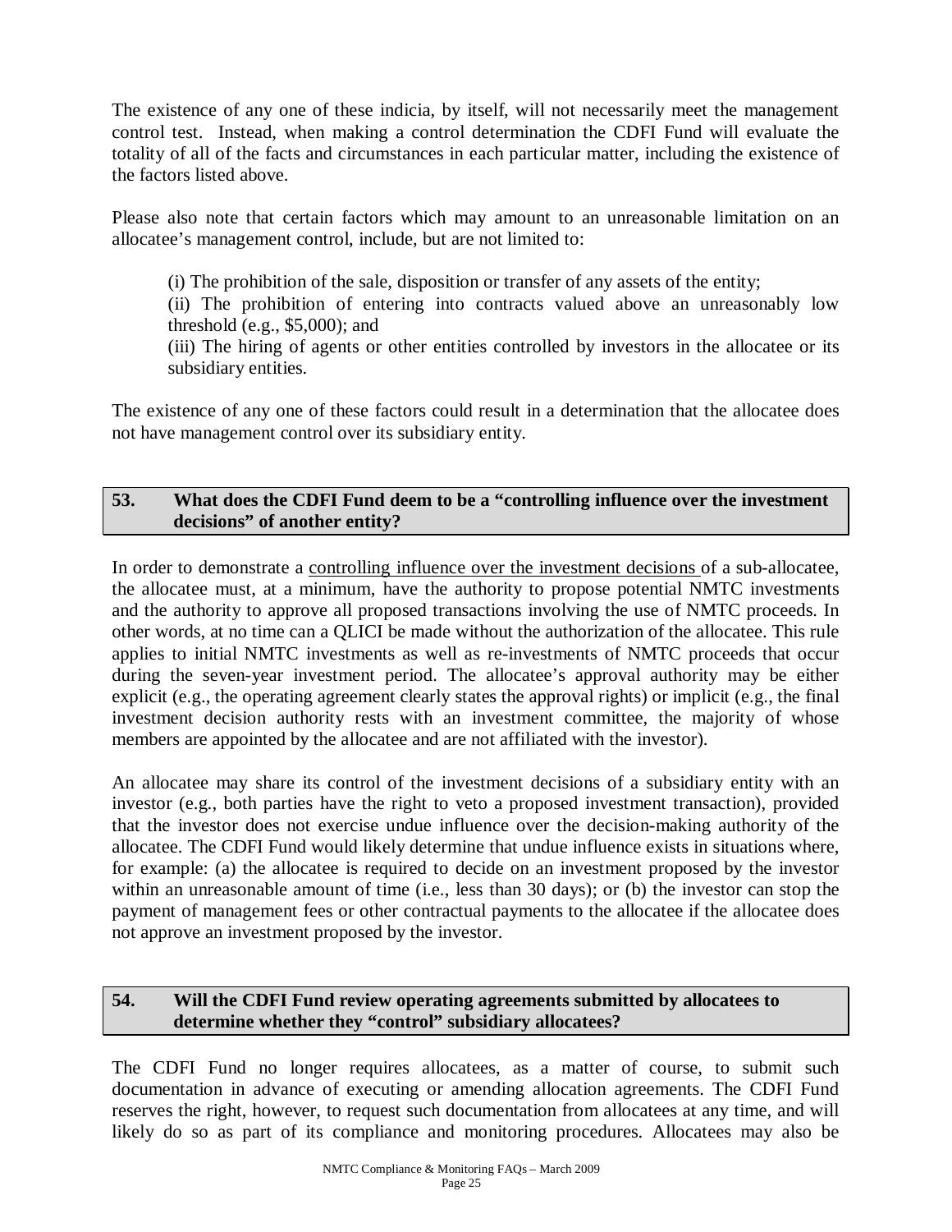The existence of any one of these indicia, by itself, will not necessarily meet the management control test. Instead, when making a control determination the CDFI Fund will evaluate the totality of all of the facts and circumstances in each particular matter, including the existence of the factors listed above.

Please also note that certain factors which may amount to an unreasonable limitation on an allocatee's management control, include, but are not limited to:

(i) The prohibition of the sale, disposition or transfer of any assets of the entity;
(ii) The prohibition of entering into contracts valued above an unreasonably low threshold (e.g., $5,000); and
(iii) The hiring of agents or other entities controlled by investors in the allocatee or its subsidiary entities.

The existence of any one of these factors could result in a determination that the allocatee does not have management control over its subsidiary entity.

### 53. What does the CDFI Fund deem to be a "controlling influence over the investment decisions" of another entity?

In order to demonstrate a <u>controlling influence over the investment decisions</u> of a sub-allocatee, the allocatee must, at a minimum, have the authority to propose potential NMTC investments and the authority to approve all proposed transactions involving the use of NMTC proceeds. In other words, at no time can a QLICI be made without the authorization of the allocatee. This rule applies to initial NMTC investments as well as re-investments of NMTC proceeds that occur during the seven-year investment period. The allocatee's approval authority may be either explicit (e.g., the operating agreement clearly states the approval rights) or implicit (e.g., the final investment decision authority rests with an investment committee, the majority of whose members are appointed by the allocatee and are not affiliated with the investor).

An allocatee may share its control of the investment decisions of a subsidiary entity with an investor (e.g., both parties have the right to veto a proposed investment transaction), provided that the investor does not exercise undue influence over the decision-making authority of the allocatee. The CDFI Fund would likely determine that undue influence exists in situations where, for example: (a) the allocatee is required to decide on an investment proposed by the investor within an unreasonable amount of time (i.e., less than 30 days); or (b) the investor can stop the payment of management fees or other contractual payments to the allocatee if the allocatee does not approve an investment proposed by the investor.

### 54. Will the CDFI Fund review operating agreements submitted by allocatees to determine whether they "control" subsidiary allocatees?

The CDFI Fund no longer requires allocatees, as a matter of course, to submit such documentation in advance of executing or amending allocation agreements. The CDFI Fund reserves the right, however, to request such documentation from allocatees at any time, and will likely do so as part of its compliance and monitoring procedures. Allocatees may also be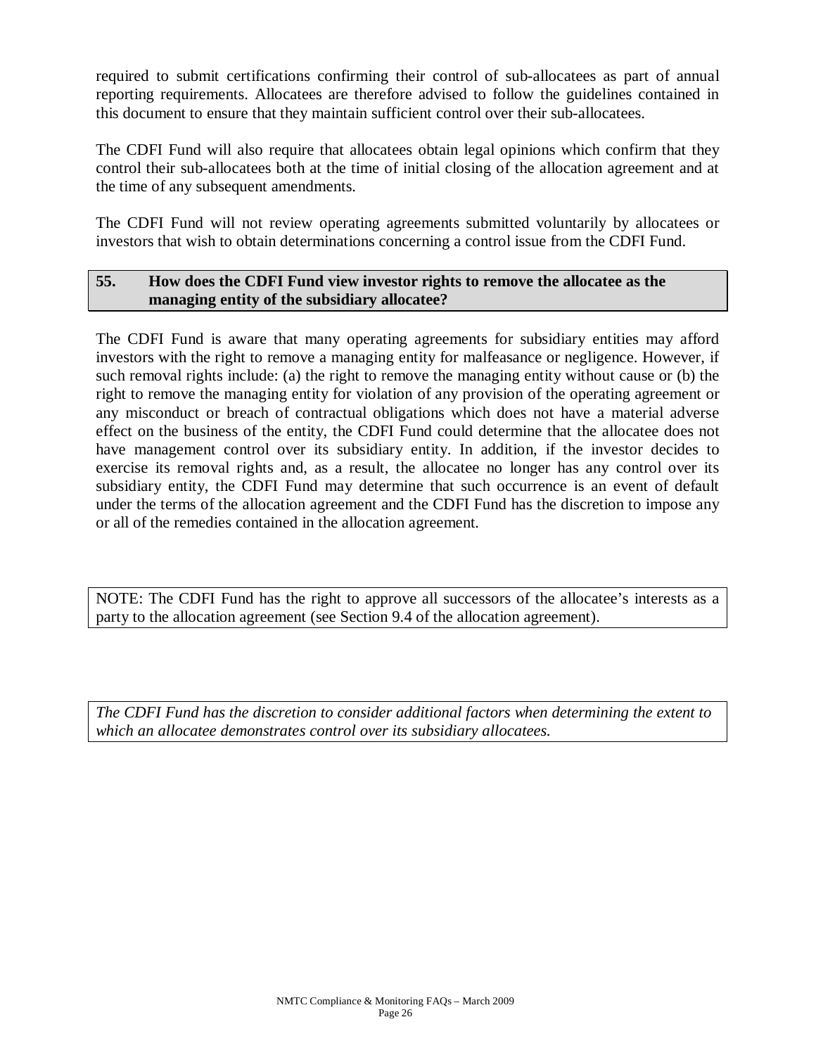required to submit certifications confirming their control of sub-allocatees as part of annual reporting requirements. Allocatees are therefore advised to follow the guidelines contained in this document to ensure that they maintain sufficient control over their sub-allocatees.

The CDFI Fund will also require that allocatees obtain legal opinions which confirm that they control their sub-allocatees both at the time of initial closing of the allocation agreement and at the time of any subsequent amendments.

The CDFI Fund will not review operating agreements submitted voluntarily by allocatees or investors that wish to obtain determinations concerning a control issue from the CDFI Fund.

### 55. How does the CDFI Fund view investor rights to remove the allocatee as the managing entity of the subsidiary allocatee?

The CDFI Fund is aware that many operating agreements for subsidiary entities may afford investors with the right to remove a managing entity for malfeasance or negligence. However, if such removal rights include: (a) the right to remove the managing entity without cause or (b) the right to remove the managing entity for violation of any provision of the operating agreement or any misconduct or breach of contractual obligations which does not have a material adverse effect on the business of the entity, the CDFI Fund could determine that the allocatee does not have management control over its subsidiary entity. In addition, if the investor decides to exercise its removal rights and, as a result, the allocatee no longer has any control over its subsidiary entity, the CDFI Fund may determine that such occurrence is an event of default under the terms of the allocation agreement and the CDFI Fund has the discretion to impose any or all of the remedies contained in the allocation agreement.

NOTE: The CDFI Fund has the right to approve all successors of the allocatee's interests as a party to the allocation agreement (see Section 9.4 of the allocation agreement).

*The CDFI Fund has the discretion to consider additional factors when determining the extent to which an allocatee demonstrates control over its subsidiary allocatees.*